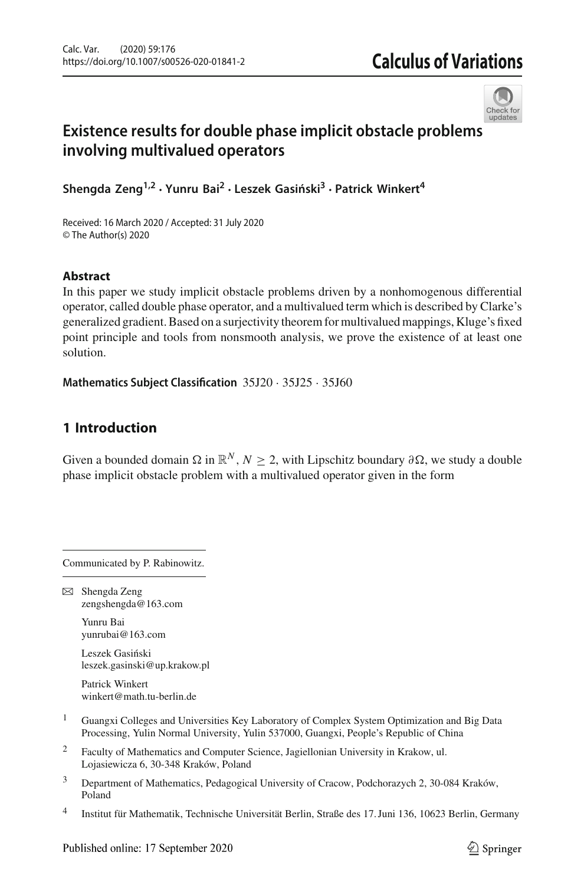# Existence results for double phase implicit obstacle problems involving multivalued operators

**Shengda Zeng[1,2] · Yunru Bai[2] · Leszek Gasiński[3] · Patrick Winkert[4]**

Received: 16 March 2020 / Accepted: 31 July 2020
© The Author(s) 2020

## Abstract

In this paper we study implicit obstacle problems driven by a nonhomogenous differential operator, called double phase operator, and a multivalued term which is described by Clarke's generalized gradient. Based on a surjectivity theorem for multivalued mappings, Kluge's fixed point principle and tools from nonsmooth analysis, we prove the existence of at least one solution.

**Mathematics Subject Classification** 35J20 · 35J25 · 35J60

## 1 Introduction

Given a bounded domain $\Omega$ in $\mathbb{R}^N$, $N \geq 2$, with Lipschitz boundary $\partial\Omega$, we study a double phase implicit obstacle problem with a multivalued operator given in the form

---

Communicated by P. Rabinowitz.

✉ Shengda Zeng
zengshengda@163.com

Yunru Bai
yunrubai@163.com

Leszek Gasiński
leszek.gasinski@up.krakow.pl

Patrick Winkert
winkert@math.tu-berlin.de

[1] Guangxi Colleges and Universities Key Laboratory of Complex System Optimization and Big Data Processing, Yulin Normal University, Yulin 537000, Guangxi, People's Republic of China

[2] Faculty of Mathematics and Computer Science, Jagiellonian University in Krakow, ul. Lojasiewicza 6, 30-348 Kraków, Poland

[3] Department of Mathematics, Pedagogical University of Cracow, Podchorazych 2, 30-084 Kraków, Poland

[4] Institut für Mathematik, Technische Universität Berlin, Straße des 17. Juni 136, 10623 Berlin, Germany

Published online: 17 September 2020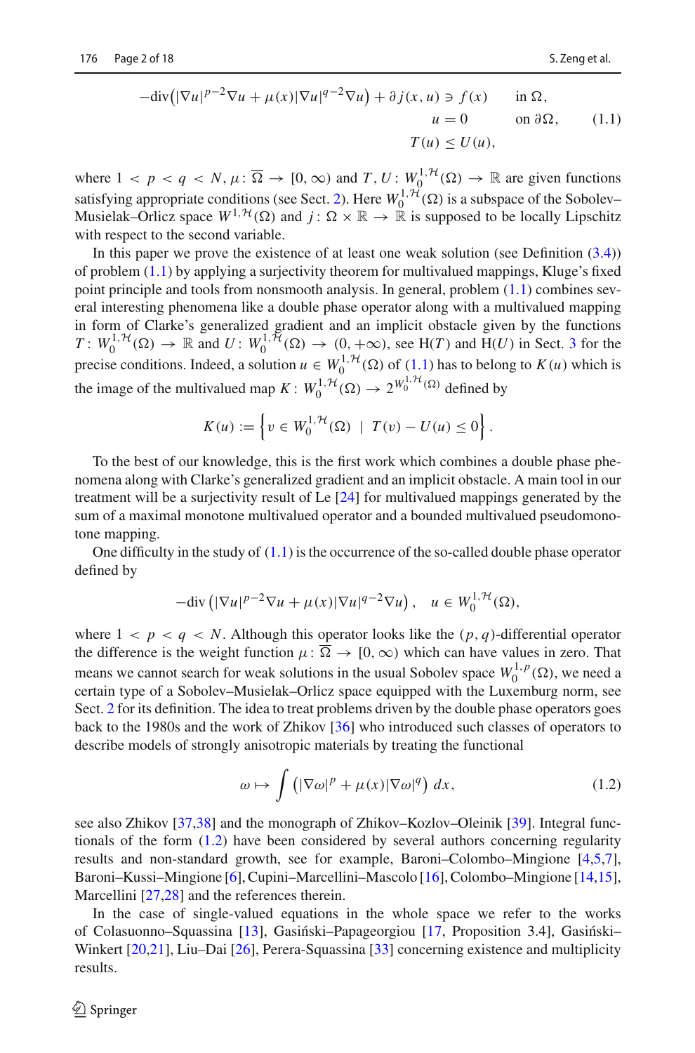$$
\begin{aligned}
-\operatorname{div}\big(|\nabla u|^{p-2}\nabla u+\mu(x)|\nabla u|^{q-2}\nabla u\big)+\partial j(x,u) &\ni f(x) && \text{in } \Omega,\\
u &= 0 && \text{on } \partial\Omega,\\
T(u) &\le U(u),
\end{aligned}
\tag{1.1}
$$

where $1<p<q<N$, $\mu\colon \overline{\Omega}\to[0,\infty)$ and $T,U\colon W_0^{1,\mathcal{H}}(\Omega)\to\mathbb{R}$ are given functions satisfying appropriate conditions (see Sect. 2). Here $W_0^{1,\mathcal{H}}(\Omega)$ is a subspace of the Sobolev–Musielak–Orlicz space $W^{1,\mathcal{H}}(\Omega)$ and $j\colon \Omega\times\mathbb{R}\to\mathbb{R}$ is supposed to be locally Lipschitz with respect to the second variable.

In this paper we prove the existence of at least one weak solution (see Definition (3.4)) of problem (1.1) by applying a surjectivity theorem for multivalued mappings, Kluge's fixed point principle and tools from nonsmooth analysis. In general, problem (1.1) combines several interesting phenomena like a double phase operator along with a multivalued mapping in form of Clarke's generalized gradient and an implicit obstacle given by the functions $T\colon W_0^{1,\mathcal{H}}(\Omega)\to\mathbb{R}$ and $U\colon W_0^{1,\mathcal{H}}(\Omega)\to(0,+\infty)$, see H($T$) and H($U$) in Sect. 3 for the precise conditions. Indeed, a solution $u\in W_0^{1,\mathcal{H}}(\Omega)$ of (1.1) has to belong to $K(u)$ which is the image of the multivalued map $K\colon W_0^{1,\mathcal{H}}(\Omega)\to 2^{W_0^{1,\mathcal{H}}(\Omega)}$ defined by

$$
K(u):=\left\{v\in W_0^{1,\mathcal{H}}(\Omega)\ \mid\ T(v)-U(u)\le 0\right\}.
$$

To the best of our knowledge, this is the first work which combines a double phase phenomena along with Clarke's generalized gradient and an implicit obstacle. A main tool in our treatment will be a surjectivity result of Le [24] for multivalued mappings generated by the sum of a maximal monotone multivalued operator and a bounded multivalued pseudomonotone mapping.

One difficulty in the study of (1.1) is the occurrence of the so-called double phase operator defined by

$$
-\operatorname{div}\left(|\nabla u|^{p-2}\nabla u+\mu(x)|\nabla u|^{q-2}\nabla u\right),\quad u\in W_0^{1,\mathcal{H}}(\Omega),
$$

where $1<p<q<N$. Although this operator looks like the $(p,q)$-differential operator the difference is the weight function $\mu\colon\overline{\Omega}\to[0,\infty)$ which can have values in zero. That means we cannot search for weak solutions in the usual Sobolev space $W_0^{1,p}(\Omega)$, we need a certain type of a Sobolev–Musielak–Orlicz space equipped with the Luxemburg norm, see Sect. 2 for its definition. The idea to treat problems driven by the double phase operators goes back to the 1980s and the work of Zhikov [36] who introduced such classes of operators to describe models of strongly anisotropic materials by treating the functional

$$
\omega\mapsto\int\left(|\nabla\omega|^p+\mu(x)|\nabla\omega|^q\right)\,dx,
\tag{1.2}
$$

see also Zhikov [37,38] and the monograph of Zhikov–Kozlov–Oleinik [39]. Integral functionals of the form (1.2) have been considered by several authors concerning regularity results and non-standard growth, see for example, Baroni–Colombo–Mingione [4,5,7], Baroni–Kussi–Mingione [6], Cupini–Marcellini–Mascolo [16], Colombo–Mingione [14,15], Marcellini [27,28] and the references therein.

In the case of single-valued equations in the whole space we refer to the works of Colasuonno–Squassina [13], Gasiński–Papageorgiou [17, Proposition 3.4], Gasiński–Winkert [20,21], Liu–Dai [26], Perera-Squassina [33] concerning existence and multiplicity results.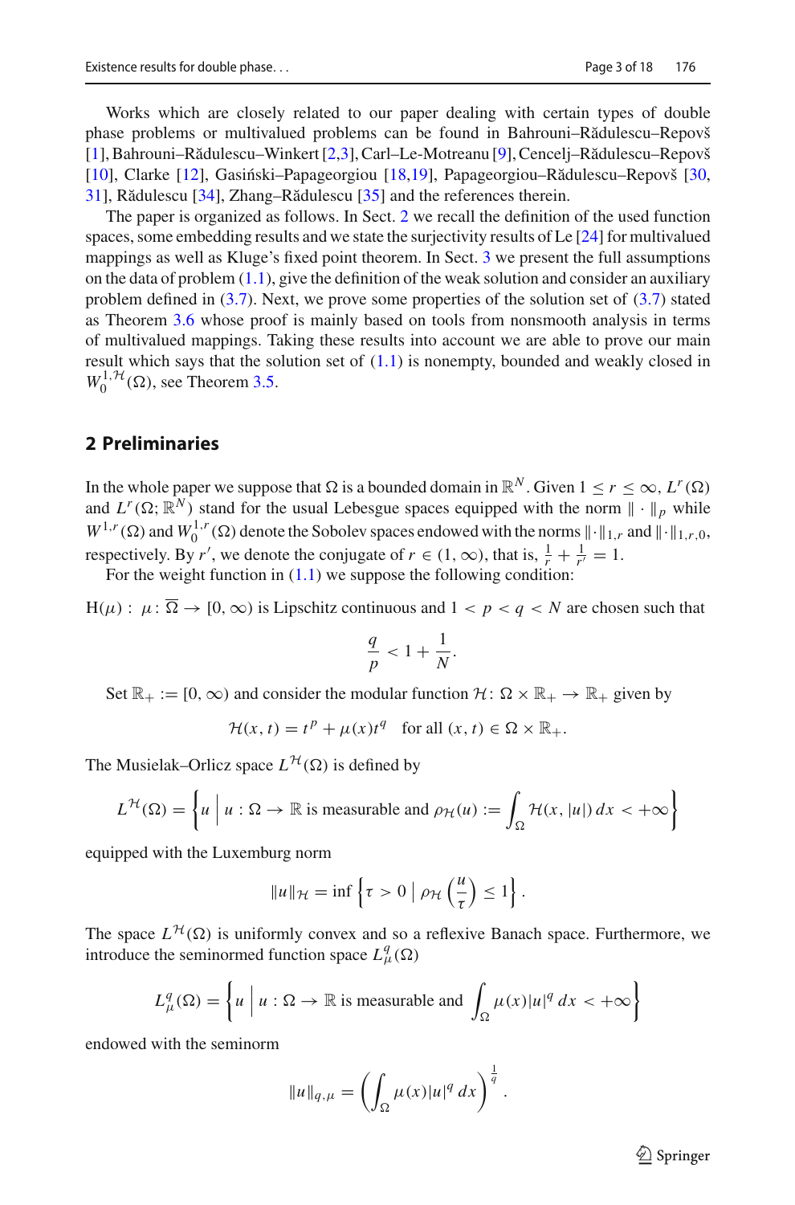Works which are closely related to our paper dealing with certain types of double phase problems or multivalued problems can be found in Bahrouni–Rădulescu–Repovš [1], Bahrouni–Rădulescu–Winkert [2,3], Carl–Le-Motreanu [9], Cencelj–Rădulescu–Repovš [10], Clarke [12], Gasiński–Papageorgiou [18,19], Papageorgiou–Rădulescu–Repovš [30, 31], Rădulescu [34], Zhang–Rădulescu [35] and the references therein.

The paper is organized as follows. In Sect. 2 we recall the definition of the used function spaces, some embedding results and we state the surjectivity results of Le [24] for multivalued mappings as well as Kluge's fixed point theorem. In Sect. 3 we present the full assumptions on the data of problem (1.1), give the definition of the weak solution and consider an auxiliary problem defined in (3.7). Next, we prove some properties of the solution set of (3.7) stated as Theorem 3.6 whose proof is mainly based on tools from nonsmooth analysis in terms of multivalued mappings. Taking these results into account we are able to prove our main result which says that the solution set of (1.1) is nonempty, bounded and weakly closed in $W_0^{1,\mathcal{H}}(\Omega)$, see Theorem 3.5.

## 2 Preliminaries

In the whole paper we suppose that $\Omega$ is a bounded domain in $\mathbb{R}^N$. Given $1 \leq r \leq \infty$, $L^r(\Omega)$ and $L^r(\Omega; \mathbb{R}^N)$ stand for the usual Lebesgue spaces equipped with the norm $\|\cdot\|_p$ while $W^{1,r}(\Omega)$ and $W_0^{1,r}(\Omega)$ denote the Sobolev spaces endowed with the norms $\|\cdot\|_{1,r}$ and $\|\cdot\|_{1,r,0}$, respectively. By $r'$, we denote the conjugate of $r \in (1, \infty)$, that is, $\frac{1}{r} + \frac{1}{r'} = 1$.

For the weight function in (1.1) we suppose the following condition:

H($\mu$) : $\mu \colon \overline{\Omega} \to [0, \infty)$ is Lipschitz continuous and $1 < p < q < N$ are chosen such that

$$\frac{q}{p} < 1 + \frac{1}{N}.$$

Set $\mathbb{R}_+ := [0, \infty)$ and consider the modular function $\mathcal{H} \colon \Omega \times \mathbb{R}_+ \to \mathbb{R}_+$ given by

$$\mathcal{H}(x, t) = t^p + \mu(x) t^q \quad \text{for all } (x, t) \in \Omega \times \mathbb{R}_+.$$

The Musielak–Orlicz space $L^{\mathcal{H}}(\Omega)$ is defined by

$$L^{\mathcal{H}}(\Omega) = \left\{ u \;\middle|\; u : \Omega \to \mathbb{R} \text{ is measurable and } \rho_{\mathcal{H}}(u) := \int_\Omega \mathcal{H}(x, |u|)\, dx < +\infty \right\}$$

equipped with the Luxemburg norm

$$\|u\|_{\mathcal{H}} = \inf \left\{ \tau > 0 \;\middle|\; \rho_{\mathcal{H}}\left(\frac{u}{\tau}\right) \leq 1 \right\}.$$

The space $L^{\mathcal{H}}(\Omega)$ is uniformly convex and so a reflexive Banach space. Furthermore, we introduce the seminormed function space $L^q_\mu(\Omega)$

$$L^q_\mu(\Omega) = \left\{ u \;\middle|\; u : \Omega \to \mathbb{R} \text{ is measurable and } \int_\Omega \mu(x) |u|^q \, dx < +\infty \right\}$$

endowed with the seminorm

$$\|u\|_{q,\mu} = \left( \int_\Omega \mu(x) |u|^q \, dx \right)^{\frac{1}{q}}.$$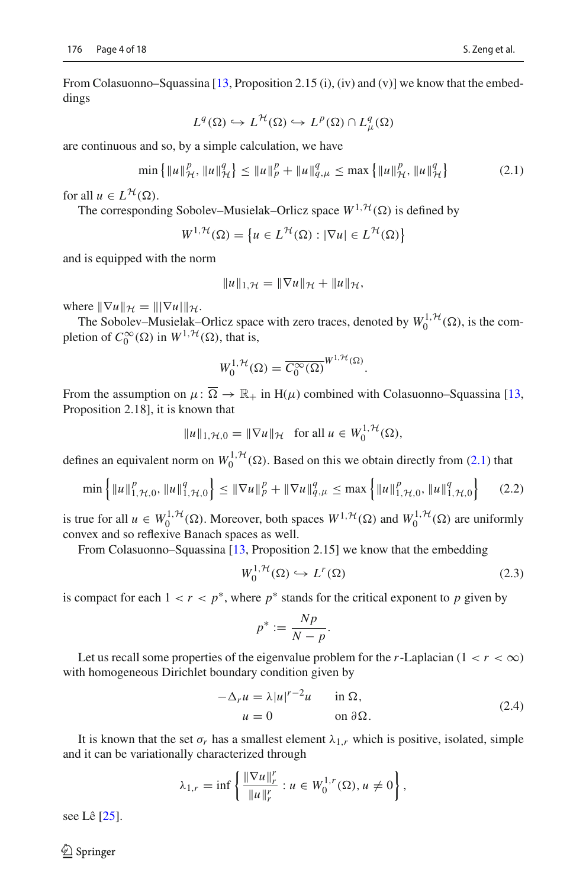From Colasuonno–Squassina [13, Proposition 2.15 (i), (iv) and (v)] we know that the embeddings

$$L^q(\Omega) \hookrightarrow L^{\mathcal{H}}(\Omega) \hookrightarrow L^p(\Omega) \cap L^q_\mu(\Omega)$$

are continuous and so, by a simple calculation, we have

$$\min\left\{\|u\|_{\mathcal{H}}^p, \|u\|_{\mathcal{H}}^q\right\} \le \|u\|_p^p + \|u\|_{q,\mu}^q \le \max\left\{\|u\|_{\mathcal{H}}^p, \|u\|_{\mathcal{H}}^q\right\} \tag{2.1}$$

for all $u \in L^{\mathcal{H}}(\Omega)$.

The corresponding Sobolev–Musielak–Orlicz space $W^{1,\mathcal{H}}(\Omega)$ is defined by

$$W^{1,\mathcal{H}}(\Omega) = \left\{u \in L^{\mathcal{H}}(\Omega) : |\nabla u| \in L^{\mathcal{H}}(\Omega)\right\}$$

and is equipped with the norm

$$\|u\|_{1,\mathcal{H}} = \|\nabla u\|_{\mathcal{H}} + \|u\|_{\mathcal{H}},$$

where $\|\nabla u\|_{\mathcal{H}} = \||\nabla u|\|_{\mathcal{H}}$.

The Sobolev–Musielak–Orlicz space with zero traces, denoted by $W_0^{1,\mathcal{H}}(\Omega)$, is the completion of $C_0^\infty(\Omega)$ in $W^{1,\mathcal{H}}(\Omega)$, that is,

$$W_0^{1,\mathcal{H}}(\Omega) = \overline{C_0^\infty(\Omega)}^{W^{1,\mathcal{H}}(\Omega)}.$$

From the assumption on $\mu : \overline{\Omega} \to \mathbb{R}_+$ in H($\mu$) combined with Colasuonno–Squassina [13, Proposition 2.18], it is known that

$$\|u\|_{1,\mathcal{H},0} = \|\nabla u\|_{\mathcal{H}} \quad \text{for all } u \in W_0^{1,\mathcal{H}}(\Omega),$$

defines an equivalent norm on $W_0^{1,\mathcal{H}}(\Omega)$. Based on this we obtain directly from (2.1) that

$$\min\left\{\|u\|_{1,\mathcal{H},0}^p, \|u\|_{1,\mathcal{H},0}^q\right\} \le \|\nabla u\|_p^p + \|\nabla u\|_{q,\mu}^q \le \max\left\{\|u\|_{1,\mathcal{H},0}^p, \|u\|_{1,\mathcal{H},0}^q\right\} \tag{2.2}$$

is true for all $u \in W_0^{1,\mathcal{H}}(\Omega)$. Moreover, both spaces $W^{1,\mathcal{H}}(\Omega)$ and $W_0^{1,\mathcal{H}}(\Omega)$ are uniformly convex and so reflexive Banach spaces as well.

From Colasuonno–Squassina [13, Proposition 2.15] we know that the embedding

$$W_0^{1,\mathcal{H}}(\Omega) \hookrightarrow L^r(\Omega) \tag{2.3}$$

is compact for each $1 < r < p^*$, where $p^*$ stands for the critical exponent to $p$ given by

$$p^* := \frac{Np}{N-p}.$$

Let us recall some properties of the eigenvalue problem for the $r$-Laplacian ($1 < r < \infty$) with homogeneous Dirichlet boundary condition given by

$$\begin{aligned} -\Delta_r u &= \lambda |u|^{r-2}u \qquad && \text{in } \Omega, \\ u &= 0 && \text{on } \partial\Omega. \end{aligned} \tag{2.4}$$

It is known that the set $\sigma_r$ has a smallest element $\lambda_{1,r}$ which is positive, isolated, simple and it can be variationally characterized through

$$\lambda_{1,r} = \inf\left\{\frac{\|\nabla u\|_r^r}{\|u\|_r^r} : u \in W_0^{1,r}(\Omega), u \neq 0\right\},$$

see Lê [25].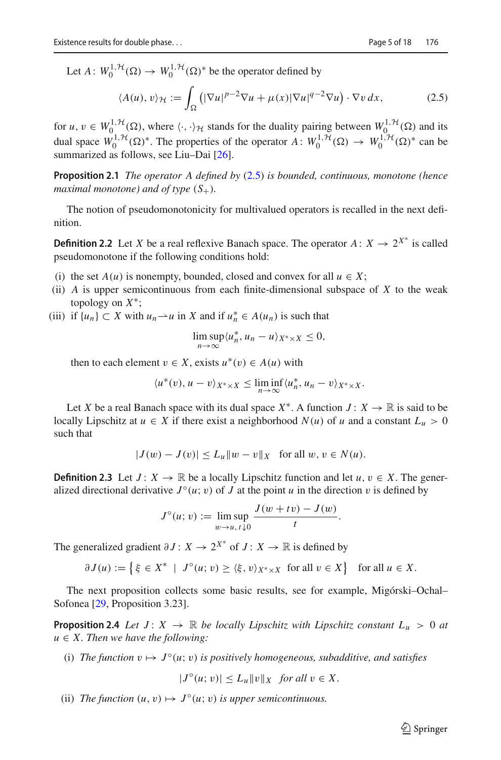Let $A\colon W_0^{1,\mathcal{H}}(\Omega) \to W_0^{1,\mathcal{H}}(\Omega)^*$ be the operator defined by

$$\langle A(u), v\rangle_{\mathcal{H}} := \int_\Omega \left(|\nabla u|^{p-2}\nabla u + \mu(x)|\nabla u|^{q-2}\nabla u\right) \cdot \nabla v \, dx, \tag{2.5}$$

for $u, v \in W_0^{1,\mathcal{H}}(\Omega)$, where $\langle \cdot, \cdot\rangle_{\mathcal{H}}$ stands for the duality pairing between $W_0^{1,\mathcal{H}}(\Omega)$ and its dual space $W_0^{1,\mathcal{H}}(\Omega)^*$. The properties of the operator $A\colon W_0^{1,\mathcal{H}}(\Omega) \to W_0^{1,\mathcal{H}}(\Omega)^*$ can be summarized as follows, see Liu–Dai [26].

**Proposition 2.1** *The operator $A$ defined by (2.5) is bounded, continuous, monotone (hence maximal monotone) and of type $(S_+)$.*

The notion of pseudomonotonicity for multivalued operators is recalled in the next definition.

**Definition 2.2** Let $X$ be a real reflexive Banach space. The operator $A\colon X \to 2^{X^*}$ is called pseudomonotone if the following conditions hold:

(i) the set $A(u)$ is nonempty, bounded, closed and convex for all $u \in X$;
(ii) $A$ is upper semicontinuous from each finite-dimensional subspace of $X$ to the weak topology on $X^*$;
(iii) if $\{u_n\} \subset X$ with $u_n \rightharpoonup u$ in $X$ and if $u_n^* \in A(u_n)$ is such that

$$\limsup_{n\to\infty} \langle u_n^*, u_n - u\rangle_{X^* \times X} \leq 0,$$

then to each element $v \in X$, exists $u^*(v) \in A(u)$ with

$$\langle u^*(v), u - v\rangle_{X^* \times X} \leq \liminf_{n\to\infty} \langle u_n^*, u_n - v\rangle_{X^* \times X}.$$

Let $X$ be a real Banach space with its dual space $X^*$. A function $J\colon X \to \mathbb{R}$ is said to be locally Lipschitz at $u \in X$ if there exist a neighborhood $N(u)$ of $u$ and a constant $L_u > 0$ such that

$$|J(w) - J(v)| \leq L_u \|w - v\|_X \quad \text{for all } w, v \in N(u).$$

**Definition 2.3** Let $J\colon X \to \mathbb{R}$ be a locally Lipschitz function and let $u, v \in X$. The generalized directional derivative $J^\circ(u; v)$ of $J$ at the point $u$ in the direction $v$ is defined by

$$J^\circ(u; v) := \limsup_{w\to u,\, t\downarrow 0} \frac{J(w + tv) - J(w)}{t}.$$

The generalized gradient $\partial J\colon X \to 2^{X^*}$ of $J\colon X \to \mathbb{R}$ is defined by

$$\partial J(u) := \left\{ \xi \in X^* \;\mid\; J^\circ(u; v) \geq \langle \xi, v\rangle_{X^* \times X} \text{ for all } v \in X \right\} \quad \text{for all } u \in X.$$

The next proposition collects some basic results, see for example, Migórski–Ochal–Sofonea [29, Proposition 3.23].

**Proposition 2.4** *Let $J\colon X \to \mathbb{R}$ be locally Lipschitz with Lipschitz constant $L_u > 0$ at $u \in X$. Then we have the following:*

(i) *The function $v \mapsto J^\circ(u; v)$ is positively homogeneous, subadditive, and satisfies*

$$|J^\circ(u; v)| \leq L_u \|v\|_X \quad \text{for all } v \in X.$$

(ii) *The function $(u, v) \mapsto J^\circ(u; v)$ is upper semicontinuous.*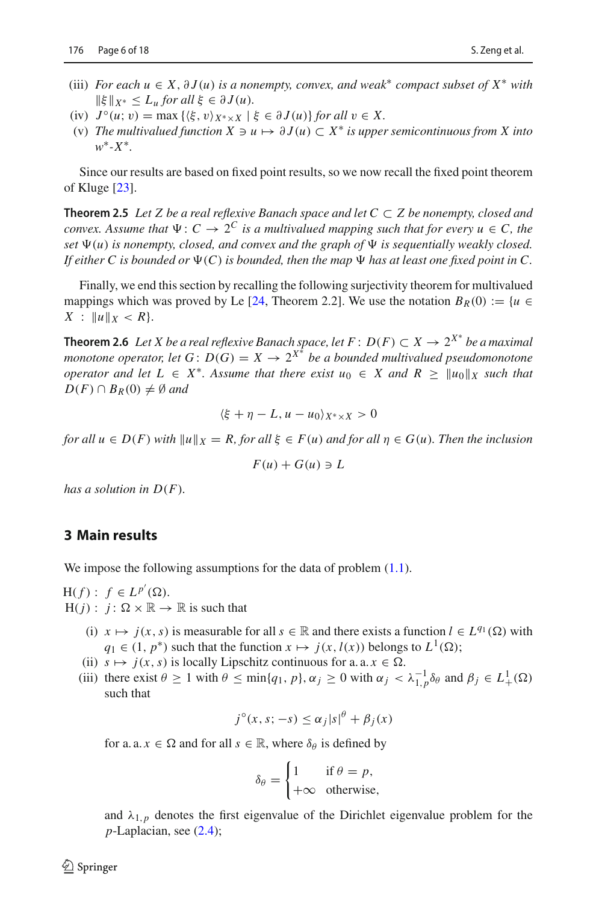(iii) *For each* $u \in X$, $\partial J(u)$ *is a nonempty, convex, and weak** *compact subset of* $X^*$ *with* $\|\xi\|_{X^*} \leq L_u$ *for all* $\xi \in \partial J(u)$.

(iv) $J^\circ(u; v) = \max\{\langle \xi, v\rangle_{X^*\times X} \mid \xi \in \partial J(u)\}$ *for all* $v \in X$.

(v) *The multivalued function* $X \ni u \mapsto \partial J(u) \subset X^*$ *is upper semicontinuous from* $X$ *into* $w^*$-$X^*$.

Since our results are based on fixed point results, so we now recall the fixed point theorem of Kluge [23].

**Theorem 2.5** *Let* $Z$ *be a real reflexive Banach space and let* $C \subset Z$ *be nonempty, closed and convex. Assume that* $\Psi\colon C \to 2^C$ *is a multivalued mapping such that for every* $u \in C$, *the set* $\Psi(u)$ *is nonempty, closed, and convex and the graph of* $\Psi$ *is sequentially weakly closed. If either* $C$ *is bounded or* $\Psi(C)$ *is bounded, then the map* $\Psi$ *has at least one fixed point in* $C$.

Finally, we end this section by recalling the following surjectivity theorem for multivalued mappings which was proved by Le [24, Theorem 2.2]. We use the notation $B_R(0) := \{u \in X : \|u\|_X < R\}$.

**Theorem 2.6** *Let* $X$ *be a real reflexive Banach space, let* $F\colon D(F) \subset X \to 2^{X^*}$ *be a maximal monotone operator, let* $G\colon D(G) = X \to 2^{X^*}$ *be a bounded multivalued pseudomonotone operator and let* $L \in X^*$. *Assume that there exist* $u_0 \in X$ *and* $R \geq \|u_0\|_X$ *such that* $D(F) \cap B_R(0) \neq \emptyset$ *and*

$$\langle \xi + \eta - L, u - u_0\rangle_{X^*\times X} > 0$$

*for all* $u \in D(F)$ *with* $\|u\|_X = R$, *for all* $\xi \in F(u)$ *and for all* $\eta \in G(u)$. *Then the inclusion*

$$F(u) + G(u) \ni L$$

*has a solution in* $D(F)$.

## 3 Main results

We impose the following assumptions for the data of problem (1.1).

H($f$) : $f \in L^{p'}(\Omega)$.

H($j$) : $j\colon \Omega \times \mathbb{R} \to \mathbb{R}$ is such that

(i) $x \mapsto j(x, s)$ is measurable for all $s \in \mathbb{R}$ and there exists a function $l \in L^{q_1}(\Omega)$ with $q_1 \in (1, p^*)$ such that the function $x \mapsto j(x, l(x))$ belongs to $L^1(\Omega)$;

(ii) $s \mapsto j(x, s)$ is locally Lipschitz continuous for a. a. $x \in \Omega$.

(iii) there exist $\theta \geq 1$ with $\theta \leq \min\{q_1, p\}$, $\alpha_j \geq 0$ with $\alpha_j < \lambda_{1,p}^{-1}\delta_\theta$ and $\beta_j \in L^1_+(\Omega)$ such that

$$j^\circ(x, s; -s) \leq \alpha_j |s|^\theta + \beta_j(x)$$

for a. a. $x \in \Omega$ and for all $s \in \mathbb{R}$, where $\delta_\theta$ is defined by

$$\delta_\theta = \begin{cases} 1 & \text{if } \theta = p, \\ +\infty & \text{otherwise,} \end{cases}$$

and $\lambda_{1,p}$ denotes the first eigenvalue of the Dirichlet eigenvalue problem for the $p$-Laplacian, see (2.4);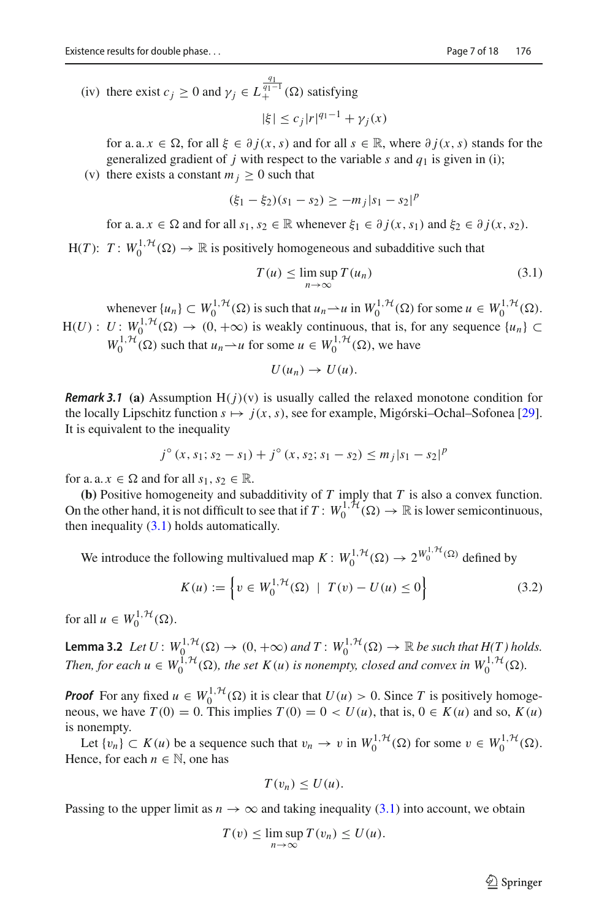(iv) there exist $c_j \geq 0$ and $\gamma_j \in L_+^{\frac{q_1}{q_1-1}}(\Omega)$ satisfying

$$|\xi| \leq c_j |r|^{q_1-1} + \gamma_j(x)$$

for a. a. $x \in \Omega$, for all $\xi \in \partial j(x, s)$ and for all $s \in \mathbb{R}$, where $\partial j(x, s)$ stands for the generalized gradient of $j$ with respect to the variable $s$ and $q_1$ is given in (i);

(v) there exists a constant $m_j \geq 0$ such that

$$(\xi_1 - \xi_2)(s_1 - s_2) \geq -m_j |s_1 - s_2|^p$$

for a. a. $x \in \Omega$ and for all $s_1, s_2 \in \mathbb{R}$ whenever $\xi_1 \in \partial j(x, s_1)$ and $\xi_2 \in \partial j(x, s_2)$.

H($T$): $T: W_0^{1,\mathcal{H}}(\Omega) \to \mathbb{R}$ is positively homogeneous and subadditive such that

$$T(u) \leq \limsup_{n\to\infty} T(u_n) \tag{3.1}$$

whenever $\{u_n\} \subset W_0^{1,\mathcal{H}}(\Omega)$ is such that $u_n \rightharpoonup u$ in $W_0^{1,\mathcal{H}}(\Omega)$ for some $u \in W_0^{1,\mathcal{H}}(\Omega)$.

H($U$) : $U: W_0^{1,\mathcal{H}}(\Omega) \to (0, +\infty)$ is weakly continuous, that is, for any sequence $\{u_n\} \subset W_0^{1,\mathcal{H}}(\Omega)$ such that $u_n \rightharpoonup u$ for some $u \in W_0^{1,\mathcal{H}}(\Omega)$, we have

$$U(u_n) \to U(u).$$

***Remark 3.1*** **(a)** Assumption H$(j)$(v) is usually called the relaxed monotone condition for the locally Lipschitz function $s \mapsto j(x, s)$, see for example, Migórski–Ochal–Sofonea [29]. It is equivalent to the inequality

$$j^\circ(x, s_1; s_2 - s_1) + j^\circ(x, s_2; s_1 - s_2) \leq m_j |s_1 - s_2|^p$$

for a. a. $x \in \Omega$ and for all $s_1, s_2 \in \mathbb{R}$.

**(b)** Positive homogeneity and subadditivity of $T$ imply that $T$ is also a convex function. On the other hand, it is not difficult to see that if $T: W_0^{1,\mathcal{H}}(\Omega) \to \mathbb{R}$ is lower semicontinuous, then inequality (3.1) holds automatically.

We introduce the following multivalued map $K: W_0^{1,\mathcal{H}}(\Omega) \to 2^{W_0^{1,\mathcal{H}}(\Omega)}$ defined by

$$K(u) := \left\{ v \in W_0^{1,\mathcal{H}}(\Omega) \;\middle|\; T(v) - U(u) \leq 0 \right\} \tag{3.2}$$

for all $u \in W_0^{1,\mathcal{H}}(\Omega)$.

**Lemma 3.2** *Let $U: W_0^{1,\mathcal{H}}(\Omega) \to (0, +\infty)$ and $T: W_0^{1,\mathcal{H}}(\Omega) \to \mathbb{R}$ be such that H($T$) holds. Then, for each $u \in W_0^{1,\mathcal{H}}(\Omega)$, the set $K(u)$ is nonempty, closed and convex in $W_0^{1,\mathcal{H}}(\Omega)$.*

***Proof*** For any fixed $u \in W_0^{1,\mathcal{H}}(\Omega)$ it is clear that $U(u) > 0$. Since $T$ is positively homogeneous, we have $T(0) = 0$. This implies $T(0) = 0 < U(u)$, that is, $0 \in K(u)$ and so, $K(u)$ is nonempty.

Let $\{v_n\} \subset K(u)$ be a sequence such that $v_n \to v$ in $W_0^{1,\mathcal{H}}(\Omega)$ for some $v \in W_0^{1,\mathcal{H}}(\Omega)$. Hence, for each $n \in \mathbb{N}$, one has

$$T(v_n) \leq U(u).$$

Passing to the upper limit as $n \to \infty$ and taking inequality (3.1) into account, we obtain

$$T(v) \leq \limsup_{n\to\infty} T(v_n) \leq U(u).$$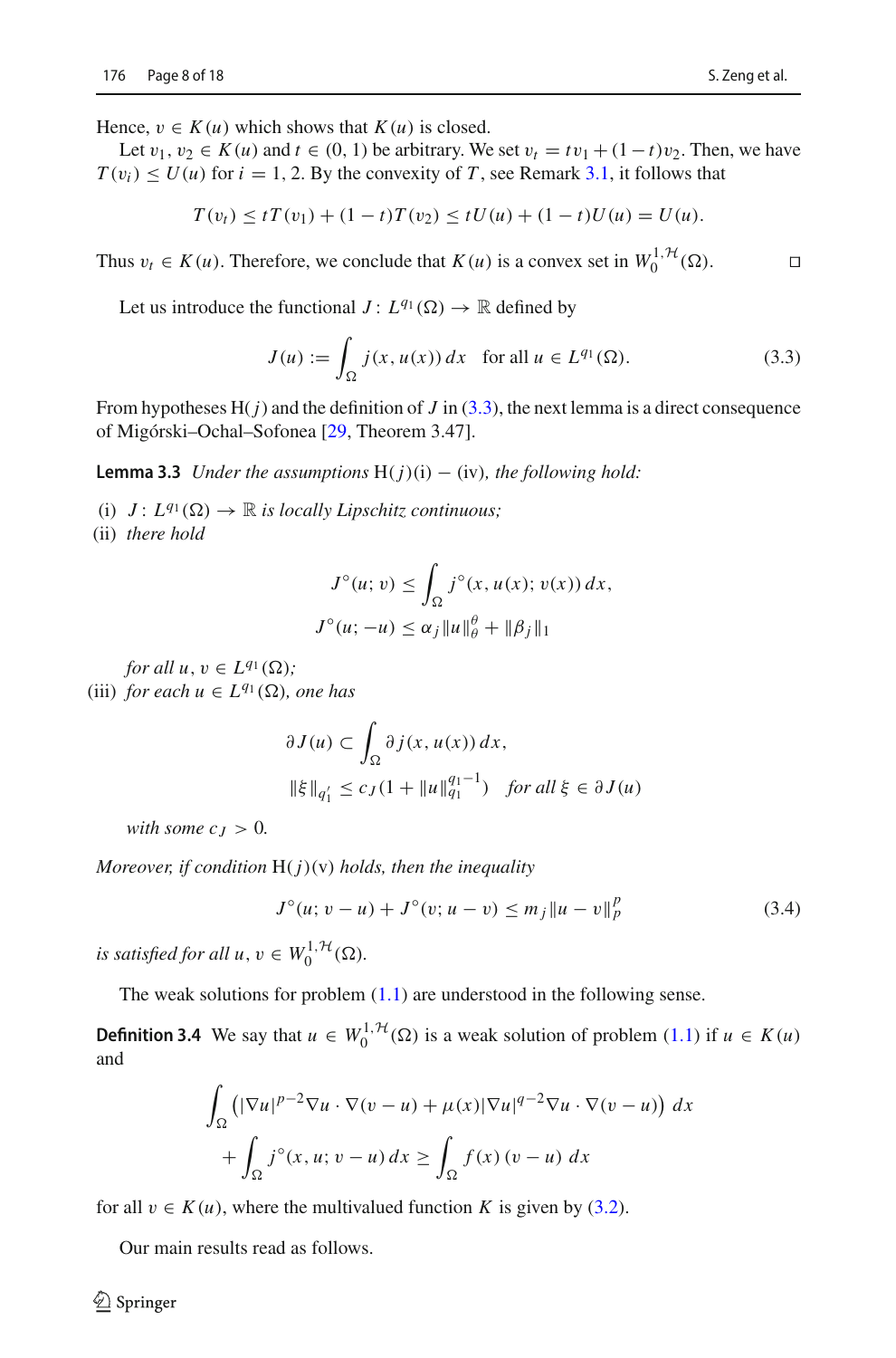Hence, $v \in K(u)$ which shows that $K(u)$ is closed.

Let $v_1, v_2 \in K(u)$ and $t \in (0, 1)$ be arbitrary. We set $v_t = tv_1 + (1-t)v_2$. Then, we have $T(v_i) \leq U(u)$ for $i = 1, 2$. By the convexity of $T$, see Remark 3.1, it follows that

$$T(v_t) \leq tT(v_1) + (1-t)T(v_2) \leq tU(u) + (1-t)U(u) = U(u).$$

Thus $v_t \in K(u)$. Therefore, we conclude that $K(u)$ is a convex set in $W_0^{1,\mathcal{H}}(\Omega)$. □

Let us introduce the functional $J : L^{q_1}(\Omega) \to \mathbb{R}$ defined by

$$J(u) := \int_\Omega j(x, u(x))\, dx \quad \text{for all } u \in L^{q_1}(\Omega). \tag{3.3}$$

From hypotheses H$(j)$ and the definition of $J$ in (3.3), the next lemma is a direct consequence of Migórski–Ochal–Sofonea [29, Theorem 3.47].

**Lemma 3.3** *Under the assumptions* H$(j)$(i) $-$ (iv)*, the following hold:*

(i) $J : L^{q_1}(\Omega) \to \mathbb{R}$ *is locally Lipschitz continuous;*

(ii) *there hold*

$$J^\circ(u; v) \leq \int_\Omega j^\circ(x, u(x); v(x))\, dx,$$
$$J^\circ(u; -u) \leq \alpha_j \|u\|_\theta^\theta + \|\beta_j\|_1$$

*for all* $u, v \in L^{q_1}(\Omega)$*;*

(iii) *for each* $u \in L^{q_1}(\Omega)$*, one has*

$$\partial J(u) \subset \int_\Omega \partial j(x, u(x))\, dx,$$
$$\|\xi\|_{q_1'} \leq c_J (1 + \|u\|_{q_1}^{q_1 - 1}) \quad \text{for all } \xi \in \partial J(u)$$

*with some* $c_J > 0$*.*

*Moreover, if condition* H$(j)$(v) *holds, then the inequality*

$$J^\circ(u; v-u) + J^\circ(v; u-v) \leq m_j \|u - v\|_p^p \tag{3.4}$$

*is satisfied for all* $u, v \in W_0^{1,\mathcal{H}}(\Omega)$*.*

The weak solutions for problem (1.1) are understood in the following sense.

**Definition 3.4** We say that $u \in W_0^{1,\mathcal{H}}(\Omega)$ is a weak solution of problem (1.1) if $u \in K(u)$ and

$$\int_\Omega \left( |\nabla u|^{p-2} \nabla u \cdot \nabla(v-u) + \mu(x) |\nabla u|^{q-2} \nabla u \cdot \nabla(v-u) \right) dx$$
$$+ \int_\Omega j^\circ(x, u; v-u)\, dx \geq \int_\Omega f(x)\,(v-u)\, dx$$

for all $v \in K(u)$, where the multivalued function $K$ is given by (3.2).

Our main results read as follows.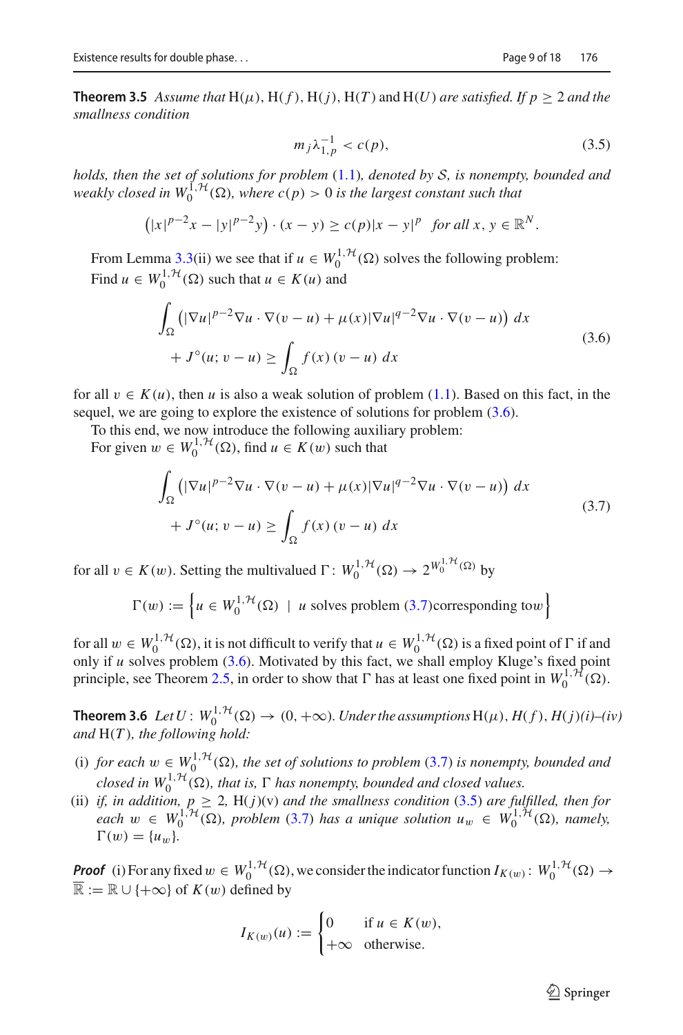**Theorem 3.5** *Assume that* $\mathrm{H}(\mu)$, $\mathrm{H}(f)$, $\mathrm{H}(j)$, $\mathrm{H}(T)$ and $\mathrm{H}(U)$ *are satisfied. If* $p \geq 2$ *and the smallness condition*

$$m_j \lambda_{1,p}^{-1} < c(p), \tag{3.5}$$

*holds, then the set of solutions for problem* (1.1)*, denoted by* $\mathcal{S}$*, is nonempty, bounded and weakly closed in* $W_0^{1,\mathcal{H}}(\Omega)$*, where* $c(p) > 0$ *is the largest constant such that*

$$\left(|x|^{p-2}x - |y|^{p-2}y\right) \cdot (x - y) \geq c(p)|x - y|^p \quad \textit{for all } x, y \in \mathbb{R}^N.$$

From Lemma 3.3(ii) we see that if $u \in W_0^{1,\mathcal{H}}(\Omega)$ solves the following problem:
Find $u \in W_0^{1,\mathcal{H}}(\Omega)$ such that $u \in K(u)$ and

$$\begin{aligned} &\int_\Omega \left(|\nabla u|^{p-2}\nabla u \cdot \nabla(v - u) + \mu(x)|\nabla u|^{q-2}\nabla u \cdot \nabla(v - u)\right)\, dx \\ &\quad + J^\circ(u; v - u) \geq \int_\Omega f(x)\,(v - u)\, dx \end{aligned} \tag{3.6}$$

for all $v \in K(u)$, then $u$ is also a weak solution of problem (1.1). Based on this fact, in the sequel, we are going to explore the existence of solutions for problem (3.6).

To this end, we now introduce the following auxiliary problem:
For given $w \in W_0^{1,\mathcal{H}}(\Omega)$, find $u \in K(w)$ such that

$$\begin{aligned} &\int_\Omega \left(|\nabla u|^{p-2}\nabla u \cdot \nabla(v - u) + \mu(x)|\nabla u|^{q-2}\nabla u \cdot \nabla(v - u)\right)\, dx \\ &\quad + J^\circ(u; v - u) \geq \int_\Omega f(x)\,(v - u)\, dx \end{aligned} \tag{3.7}$$

for all $v \in K(w)$. Setting the multivalued $\Gamma\colon W_0^{1,\mathcal{H}}(\Omega) \to 2^{W_0^{1,\mathcal{H}}(\Omega)}$ by

$$\Gamma(w) := \left\{u \in W_0^{1,\mathcal{H}}(\Omega) \;\mid\; u \text{ solves problem (3.7)corresponding to} w\right\}$$

for all $w \in W_0^{1,\mathcal{H}}(\Omega)$, it is not difficult to verify that $u \in W_0^{1,\mathcal{H}}(\Omega)$ is a fixed point of $\Gamma$ if and only if $u$ solves problem (3.6). Motivated by this fact, we shall employ Kluge's fixed point principle, see Theorem 2.5, in order to show that $\Gamma$ has at least one fixed point in $W_0^{1,\mathcal{H}}(\Omega)$.

**Theorem 3.6** *Let* $U\colon W_0^{1,\mathcal{H}}(\Omega) \to (0, +\infty)$*. Under the assumptions* $\mathrm{H}(\mu)$*,* $H(f)$*,* $H(j)$*(i)–(iv) and* $\mathrm{H}(T)$*, the following hold:*

- (i) *for each* $w \in W_0^{1,\mathcal{H}}(\Omega)$*, the set of solutions to problem* (3.7) *is nonempty, bounded and closed in* $W_0^{1,\mathcal{H}}(\Omega)$*, that is,* $\Gamma$ *has nonempty, bounded and closed values.*
- (ii) *if, in addition,* $p \geq 2$*,* $\mathrm{H}(j)$(v) *and the smallness condition* (3.5) *are fulfilled, then for each* $w \in W_0^{1,\mathcal{H}}(\Omega)$*, problem* (3.7) *has a unique solution* $u_w \in W_0^{1,\mathcal{H}}(\Omega)$*, namely,* $\Gamma(w) = \{u_w\}$*.*

***Proof*** (i) For any fixed $w \in W_0^{1,\mathcal{H}}(\Omega)$, we consider the indicator function $I_{K(w)}\colon W_0^{1,\mathcal{H}}(\Omega) \to \overline{\mathbb{R}} := \mathbb{R} \cup \{+\infty\}$ of $K(w)$ defined by

$$I_{K(w)}(u) := \begin{cases} 0 & \text{if } u \in K(w), \\ +\infty & \text{otherwise.} \end{cases}$$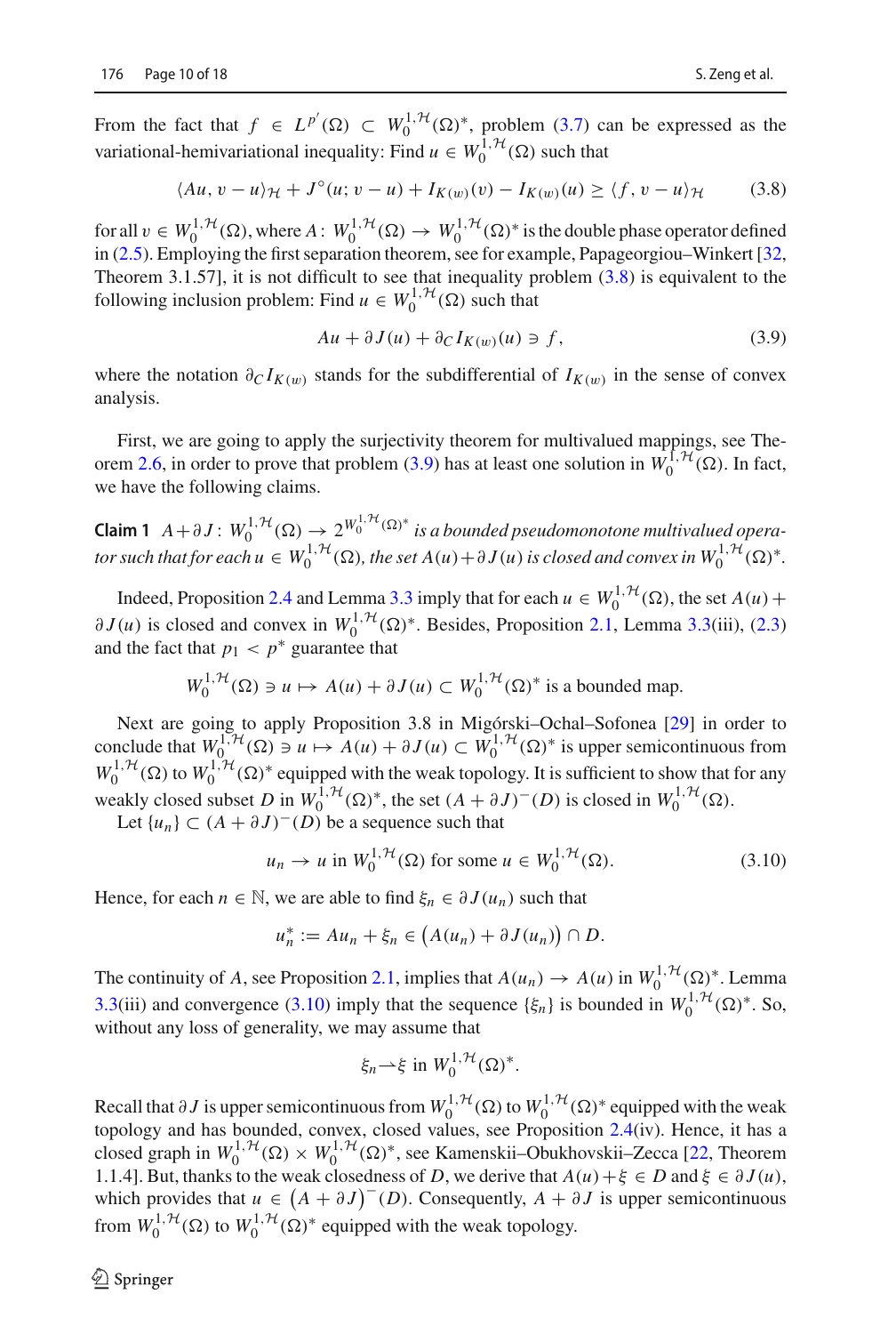From the fact that $f \in L^{p'}(\Omega) \subset W_0^{1,\mathcal{H}}(\Omega)^*$, problem (3.7) can be expressed as the variational-hemivariational inequality: Find $u \in W_0^{1,\mathcal{H}}(\Omega)$ such that

$$\langle Au, v-u\rangle_{\mathcal{H}} + J^\circ(u; v-u) + I_{K(w)}(v) - I_{K(w)}(u) \geq \langle f, v-u\rangle_{\mathcal{H}} \tag{3.8}$$

for all $v \in W_0^{1,\mathcal{H}}(\Omega)$, where $A\colon W_0^{1,\mathcal{H}}(\Omega) \to W_0^{1,\mathcal{H}}(\Omega)^*$ is the double phase operator defined in (2.5). Employing the first separation theorem, see for example, Papageorgiou–Winkert [32, Theorem 3.1.57], it is not difficult to see that inequality problem (3.8) is equivalent to the following inclusion problem: Find $u \in W_0^{1,\mathcal{H}}(\Omega)$ such that

$$Au + \partial J(u) + \partial_C I_{K(w)}(u) \ni f, \tag{3.9}$$

where the notation $\partial_C I_{K(w)}$ stands for the subdifferential of $I_{K(w)}$ in the sense of convex analysis.

First, we are going to apply the surjectivity theorem for multivalued mappings, see Theorem 2.6, in order to prove that problem (3.9) has at least one solution in $W_0^{1,\mathcal{H}}(\Omega)$. In fact, we have the following claims.

**Claim 1** *$A+\partial J\colon W_0^{1,\mathcal{H}}(\Omega) \to 2^{W_0^{1,\mathcal{H}}(\Omega)^*}$ is a bounded pseudomonotone multivalued operator such that for each $u \in W_0^{1,\mathcal{H}}(\Omega)$, the set $A(u)+\partial J(u)$ is closed and convex in $W_0^{1,\mathcal{H}}(\Omega)^*$.*

Indeed, Proposition 2.4 and Lemma 3.3 imply that for each $u \in W_0^{1,\mathcal{H}}(\Omega)$, the set $A(u) + \partial J(u)$ is closed and convex in $W_0^{1,\mathcal{H}}(\Omega)^*$. Besides, Proposition 2.1, Lemma 3.3(iii), (2.3) and the fact that $p_1 < p^*$ guarantee that

$$W_0^{1,\mathcal{H}}(\Omega) \ni u \mapsto A(u) + \partial J(u) \subset W_0^{1,\mathcal{H}}(\Omega)^* \text{ is a bounded map.}$$

Next are going to apply Proposition 3.8 in Migórski–Ochal–Sofonea [29] in order to conclude that $W_0^{1,\mathcal{H}}(\Omega) \ni u \mapsto A(u) + \partial J(u) \subset W_0^{1,\mathcal{H}}(\Omega)^*$ is upper semicontinuous from $W_0^{1,\mathcal{H}}(\Omega)$ to $W_0^{1,\mathcal{H}}(\Omega)^*$ equipped with the weak topology. It is sufficient to show that for any weakly closed subset $D$ in $W_0^{1,\mathcal{H}}(\Omega)^*$, the set $(A+\partial J)^-(D)$ is closed in $W_0^{1,\mathcal{H}}(\Omega)$.

Let $\{u_n\} \subset (A+\partial J)^-(D)$ be a sequence such that

$$u_n \to u \text{ in } W_0^{1,\mathcal{H}}(\Omega) \text{ for some } u \in W_0^{1,\mathcal{H}}(\Omega). \tag{3.10}$$

Hence, for each $n \in \mathbb{N}$, we are able to find $\xi_n \in \partial J(u_n)$ such that

$$u_n^* := Au_n + \xi_n \in \big(A(u_n) + \partial J(u_n)\big) \cap D.$$

The continuity of $A$, see Proposition 2.1, implies that $A(u_n) \to A(u)$ in $W_0^{1,\mathcal{H}}(\Omega)^*$. Lemma 3.3(iii) and convergence (3.10) imply that the sequence $\{\xi_n\}$ is bounded in $W_0^{1,\mathcal{H}}(\Omega)^*$. So, without any loss of generality, we may assume that

$$\xi_n \rightharpoonup \xi \text{ in } W_0^{1,\mathcal{H}}(\Omega)^*.$$

Recall that $\partial J$ is upper semicontinuous from $W_0^{1,\mathcal{H}}(\Omega)$ to $W_0^{1,\mathcal{H}}(\Omega)^*$ equipped with the weak topology and has bounded, convex, closed values, see Proposition 2.4(iv). Hence, it has a closed graph in $W_0^{1,\mathcal{H}}(\Omega) \times W_0^{1,\mathcal{H}}(\Omega)^*$, see Kamenskii–Obukhovskii–Zecca [22, Theorem 1.1.4]. But, thanks to the weak closedness of $D$, we derive that $A(u)+\xi \in D$ and $\xi \in \partial J(u)$, which provides that $u \in \big(A+\partial J\big)^-(D)$. Consequently, $A+\partial J$ is upper semicontinuous from $W_0^{1,\mathcal{H}}(\Omega)$ to $W_0^{1,\mathcal{H}}(\Omega)^*$ equipped with the weak topology.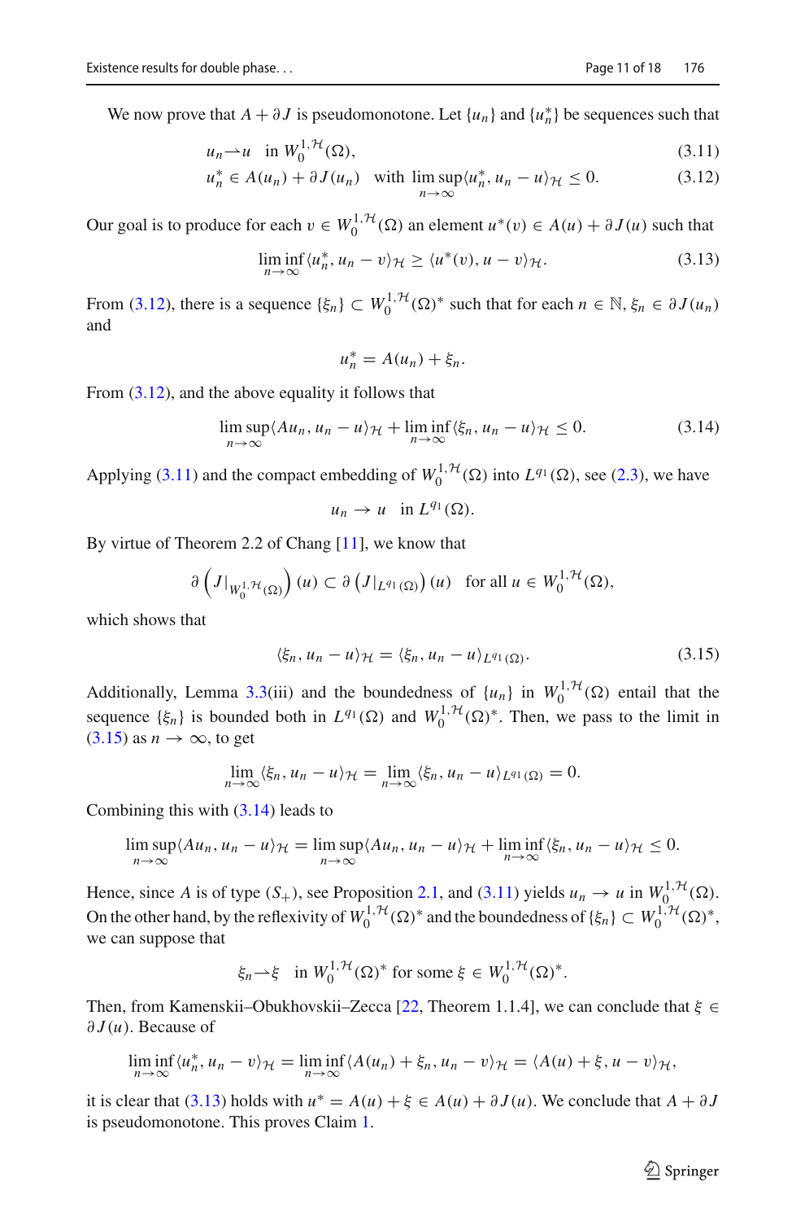We now prove that $A + \partial J$ is pseudomonotone. Let $\{u_n\}$ and $\{u_n^*\}$ be sequences such that

$$u_n \rightharpoonup u \quad \text{in } W_0^{1,\mathcal{H}}(\Omega), \tag{3.11}$$

$$u_n^* \in A(u_n) + \partial J(u_n) \quad \text{with } \limsup_{n\to\infty} \langle u_n^*, u_n - u \rangle_{\mathcal{H}} \le 0. \tag{3.12}$$

Our goal is to produce for each $v \in W_0^{1,\mathcal{H}}(\Omega)$ an element $u^*(v) \in A(u) + \partial J(u)$ such that

$$\liminf_{n\to\infty} \langle u_n^*, u_n - v \rangle_{\mathcal{H}} \ge \langle u^*(v), u - v \rangle_{\mathcal{H}}. \tag{3.13}$$

From (3.12), there is a sequence $\{\xi_n\} \subset W_0^{1,\mathcal{H}}(\Omega)^*$ such that for each $n \in \mathbb{N}$, $\xi_n \in \partial J(u_n)$ and

$$u_n^* = A(u_n) + \xi_n.$$

From (3.12), and the above equality it follows that

$$\limsup_{n\to\infty} \langle Au_n, u_n - u \rangle_{\mathcal{H}} + \liminf_{n\to\infty} \langle \xi_n, u_n - u \rangle_{\mathcal{H}} \le 0. \tag{3.14}$$

Applying (3.11) and the compact embedding of $W_0^{1,\mathcal{H}}(\Omega)$ into $L^{q_1}(\Omega)$, see (2.3), we have

$$u_n \to u \quad \text{in } L^{q_1}(\Omega).$$

By virtue of Theorem 2.2 of Chang [11], we know that

$$\partial \left( J|_{W_0^{1,\mathcal{H}}(\Omega)} \right)(u) \subset \partial \left( J|_{L^{q_1}(\Omega)} \right)(u) \quad \text{for all } u \in W_0^{1,\mathcal{H}}(\Omega),$$

which shows that

$$\langle \xi_n, u_n - u \rangle_{\mathcal{H}} = \langle \xi_n, u_n - u \rangle_{L^{q_1}(\Omega)}. \tag{3.15}$$

Additionally, Lemma 3.3(iii) and the boundedness of $\{u_n\}$ in $W_0^{1,\mathcal{H}}(\Omega)$ entail that the sequence $\{\xi_n\}$ is bounded both in $L^{q_1}(\Omega)$ and $W_0^{1,\mathcal{H}}(\Omega)^*$. Then, we pass to the limit in (3.15) as $n \to \infty$, to get

$$\lim_{n\to\infty} \langle \xi_n, u_n - u \rangle_{\mathcal{H}} = \lim_{n\to\infty} \langle \xi_n, u_n - u \rangle_{L^{q_1}(\Omega)} = 0.$$

Combining this with (3.14) leads to

$$\limsup_{n\to\infty} \langle Au_n, u_n - u \rangle_{\mathcal{H}} = \limsup_{n\to\infty} \langle Au_n, u_n - u \rangle_{\mathcal{H}} + \liminf_{n\to\infty} \langle \xi_n, u_n - u \rangle_{\mathcal{H}} \le 0.$$

Hence, since $A$ is of type $(S_+)$, see Proposition 2.1, and (3.11) yields $u_n \to u$ in $W_0^{1,\mathcal{H}}(\Omega)$. On the other hand, by the reflexivity of $W_0^{1,\mathcal{H}}(\Omega)^*$ and the boundedness of $\{\xi_n\} \subset W_0^{1,\mathcal{H}}(\Omega)^*$, we can suppose that

$$\xi_n \rightharpoonup \xi \quad \text{in } W_0^{1,\mathcal{H}}(\Omega)^* \text{ for some } \xi \in W_0^{1,\mathcal{H}}(\Omega)^*.$$

Then, from Kamenskii–Obukhovskii–Zecca [22, Theorem 1.1.4], we can conclude that $\xi \in \partial J(u)$. Because of

$$\liminf_{n\to\infty} \langle u_n^*, u_n - v \rangle_{\mathcal{H}} = \liminf_{n\to\infty} \langle A(u_n) + \xi_n, u_n - v \rangle_{\mathcal{H}} = \langle A(u) + \xi, u - v \rangle_{\mathcal{H}},$$

it is clear that (3.13) holds with $u^* = A(u) + \xi \in A(u) + \partial J(u)$. We conclude that $A + \partial J$ is pseudomonotone. This proves Claim 1.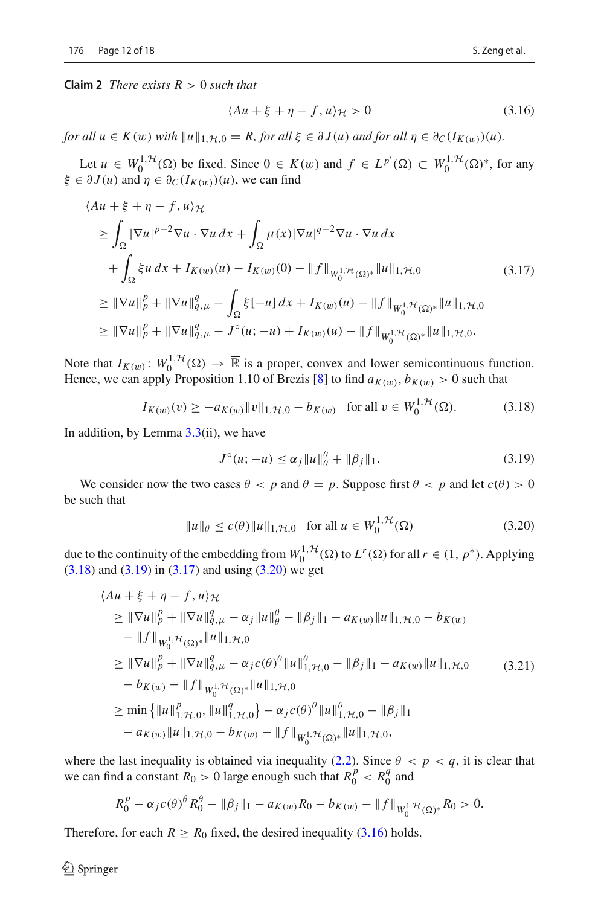**Claim 2** *There exists $R > 0$ such that*

$$\langle Au + \xi + \eta - f, u \rangle_{\mathcal{H}} > 0 \tag{3.16}$$

*for all $u \in K(w)$ with $\|u\|_{1,\mathcal{H},0} = R$, for all $\xi \in \partial J(u)$ and for all $\eta \in \partial_C(I_{K(w)})(u)$.*

Let $u \in W_0^{1,\mathcal{H}}(\Omega)$ be fixed. Since $0 \in K(w)$ and $f \in L^{p'}(\Omega) \subset W_0^{1,\mathcal{H}}(\Omega)^*$, for any $\xi \in \partial J(u)$ and $\eta \in \partial_C(I_{K(w)})(u)$, we can find

$$\begin{aligned}
&\langle Au + \xi + \eta - f, u \rangle_{\mathcal{H}} \\
&\quad \geq \int_\Omega |\nabla u|^{p-2} \nabla u \cdot \nabla u \, dx + \int_\Omega \mu(x) |\nabla u|^{q-2} \nabla u \cdot \nabla u \, dx \\
&\qquad + \int_\Omega \xi u \, dx + I_{K(w)}(u) - I_{K(w)}(0) - \|f\|_{W_0^{1,\mathcal{H}}(\Omega)^*} \|u\|_{1,\mathcal{H},0} \\
&\quad \geq \|\nabla u\|_p^p + \|\nabla u\|_{q,\mu}^q - \int_\Omega \xi [-u] \, dx + I_{K(w)}(u) - \|f\|_{W_0^{1,\mathcal{H}}(\Omega)^*} \|u\|_{1,\mathcal{H},0} \\
&\quad \geq \|\nabla u\|_p^p + \|\nabla u\|_{q,\mu}^q - J^\circ(u; -u) + I_{K(w)}(u) - \|f\|_{W_0^{1,\mathcal{H}}(\Omega)^*} \|u\|_{1,\mathcal{H},0}.
\end{aligned} \tag{3.17}$$

Note that $I_{K(w)} \colon W_0^{1,\mathcal{H}}(\Omega) \to \overline{\mathbb{R}}$ is a proper, convex and lower semicontinuous function. Hence, we can apply Proposition 1.10 of Brezis [8] to find $a_{K(w)}, b_{K(w)} > 0$ such that

$$I_{K(w)}(v) \geq -a_{K(w)} \|v\|_{1,\mathcal{H},0} - b_{K(w)} \quad \text{for all } v \in W_0^{1,\mathcal{H}}(\Omega). \tag{3.18}$$

In addition, by Lemma 3.3(ii), we have

$$J^\circ(u; -u) \leq \alpha_j \|u\|_\theta^\theta + \|\beta_j\|_1. \tag{3.19}$$

We consider now the two cases $\theta < p$ and $\theta = p$. Suppose first $\theta < p$ and let $c(\theta) > 0$ be such that

$$\|u\|_\theta \leq c(\theta) \|u\|_{1,\mathcal{H},0} \quad \text{for all } u \in W_0^{1,\mathcal{H}}(\Omega) \tag{3.20}$$

due to the continuity of the embedding from $W_0^{1,\mathcal{H}}(\Omega)$ to $L^r(\Omega)$ for all $r \in (1, p^*)$. Applying (3.18) and (3.19) in (3.17) and using (3.20) we get

$$\begin{aligned}
&\langle Au + \xi + \eta - f, u \rangle_{\mathcal{H}} \\
&\quad \geq \|\nabla u\|_p^p + \|\nabla u\|_{q,\mu}^q - \alpha_j \|u\|_\theta^\theta - \|\beta_j\|_1 - a_{K(w)} \|u\|_{1,\mathcal{H},0} - b_{K(w)} \\
&\qquad - \|f\|_{W_0^{1,\mathcal{H}}(\Omega)^*} \|u\|_{1,\mathcal{H},0} \\
&\quad \geq \|\nabla u\|_p^p + \|\nabla u\|_{q,\mu}^q - \alpha_j c(\theta)^\theta \|u\|_{1,\mathcal{H},0}^\theta - \|\beta_j\|_1 - a_{K(w)} \|u\|_{1,\mathcal{H},0} \\
&\qquad - b_{K(w)} - \|f\|_{W_0^{1,\mathcal{H}}(\Omega)^*} \|u\|_{1,\mathcal{H},0} \\
&\quad \geq \min\left\{ \|u\|_{1,\mathcal{H},0}^p, \|u\|_{1,\mathcal{H},0}^q \right\} - \alpha_j c(\theta)^\theta \|u\|_{1,\mathcal{H},0}^\theta - \|\beta_j\|_1 \\
&\qquad - a_{K(w)} \|u\|_{1,\mathcal{H},0} - b_{K(w)} - \|f\|_{W_0^{1,\mathcal{H}}(\Omega)^*} \|u\|_{1,\mathcal{H},0},
\end{aligned} \tag{3.21}$$

where the last inequality is obtained via inequality (2.2). Since $\theta < p < q$, it is clear that we can find a constant $R_0 > 0$ large enough such that $R_0^p < R_0^q$ and

$$R_0^p - \alpha_j c(\theta)^\theta R_0^\theta - \|\beta_j\|_1 - a_{K(w)} R_0 - b_{K(w)} - \|f\|_{W_0^{1,\mathcal{H}}(\Omega)^*} R_0 > 0.$$

Therefore, for each $R \geq R_0$ fixed, the desired inequality (3.16) holds.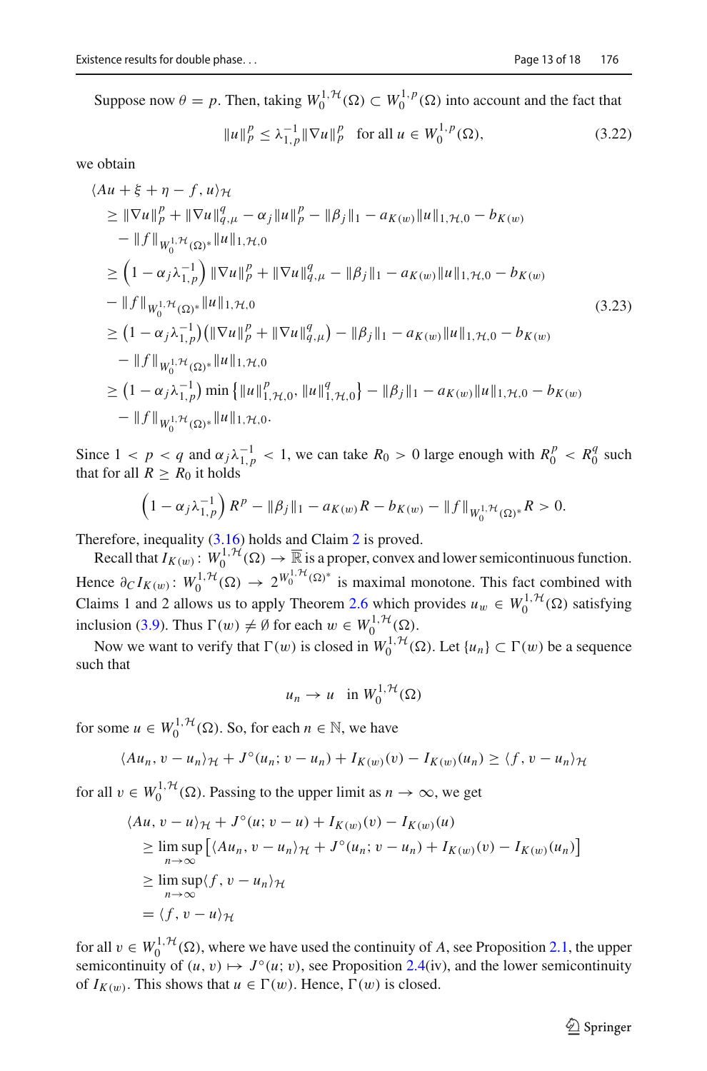Suppose now $\theta = p$. Then, taking $W_0^{1,\mathcal{H}}(\Omega) \subset W_0^{1,p}(\Omega)$ into account and the fact that

$$\|u\|_p^p \le \lambda_{1,p}^{-1} \|\nabla u\|_p^p \quad \text{for all } u \in W_0^{1,p}(\Omega), \tag{3.22}$$

we obtain

$$\begin{aligned}
&\langle Au + \xi + \eta - f, u\rangle_{\mathcal{H}} \\
&\ge \|\nabla u\|_p^p + \|\nabla u\|_{q,\mu}^q - \alpha_j \|u\|_p^p - \|\beta_j\|_1 - a_{K(w)}\|u\|_{1,\mathcal{H},0} - b_{K(w)} \\
&\quad - \|f\|_{W_0^{1,\mathcal{H}}(\Omega)^*}\|u\|_{1,\mathcal{H},0} \\
&\ge \left(1 - \alpha_j \lambda_{1,p}^{-1}\right) \|\nabla u\|_p^p + \|\nabla u\|_{q,\mu}^q - \|\beta_j\|_1 - a_{K(w)}\|u\|_{1,\mathcal{H},0} - b_{K(w)} \\
&\quad - \|f\|_{W_0^{1,\mathcal{H}}(\Omega)^*}\|u\|_{1,\mathcal{H},0} \\
&\ge \left(1 - \alpha_j \lambda_{1,p}^{-1}\right)\left(\|\nabla u\|_p^p + \|\nabla u\|_{q,\mu}^q\right) - \|\beta_j\|_1 - a_{K(w)}\|u\|_{1,\mathcal{H},0} - b_{K(w)} \\
&\quad - \|f\|_{W_0^{1,\mathcal{H}}(\Omega)^*}\|u\|_{1,\mathcal{H},0} \\
&\ge \left(1 - \alpha_j \lambda_{1,p}^{-1}\right) \min\left\{\|u\|_{1,\mathcal{H},0}^p, \|u\|_{1,\mathcal{H},0}^q\right\} - \|\beta_j\|_1 - a_{K(w)}\|u\|_{1,\mathcal{H},0} - b_{K(w)} \\
&\quad - \|f\|_{W_0^{1,\mathcal{H}}(\Omega)^*}\|u\|_{1,\mathcal{H},0}.
\end{aligned} \tag{3.23}$$

Since $1 < p < q$ and $\alpha_j \lambda_{1,p}^{-1} < 1$, we can take $R_0 > 0$ large enough with $R_0^p < R_0^q$ such that for all $R \ge R_0$ it holds

$$\left(1 - \alpha_j \lambda_{1,p}^{-1}\right) R^p - \|\beta_j\|_1 - a_{K(w)} R - b_{K(w)} - \|f\|_{W_0^{1,\mathcal{H}}(\Omega)^*} R > 0.$$

Therefore, inequality (3.16) holds and Claim 2 is proved.

Recall that $I_{K(w)} \colon W_0^{1,\mathcal{H}}(\Omega) \to \overline{\mathbb{R}}$ is a proper, convex and lower semicontinuous function. Hence $\partial_C I_{K(w)} \colon W_0^{1,\mathcal{H}}(\Omega) \to 2^{W_0^{1,\mathcal{H}}(\Omega)^*}$ is maximal monotone. This fact combined with Claims 1 and 2 allows us to apply Theorem 2.6 which provides $u_w \in W_0^{1,\mathcal{H}}(\Omega)$ satisfying inclusion (3.9). Thus $\Gamma(w) \neq \emptyset$ for each $w \in W_0^{1,\mathcal{H}}(\Omega)$.

Now we want to verify that $\Gamma(w)$ is closed in $W_0^{1,\mathcal{H}}(\Omega)$. Let $\{u_n\} \subset \Gamma(w)$ be a sequence such that

$$u_n \to u \quad \text{in } W_0^{1,\mathcal{H}}(\Omega)$$

for some $u \in W_0^{1,\mathcal{H}}(\Omega)$. So, for each $n \in \mathbb{N}$, we have

$$\langle Au_n, v - u_n\rangle_{\mathcal{H}} + J^\circ(u_n; v - u_n) + I_{K(w)}(v) - I_{K(w)}(u_n) \ge \langle f, v - u_n\rangle_{\mathcal{H}}$$

for all $v \in W_0^{1,\mathcal{H}}(\Omega)$. Passing to the upper limit as $n \to \infty$, we get

$$\begin{aligned}
&\langle Au, v - u\rangle_{\mathcal{H}} + J^\circ(u; v - u) + I_{K(w)}(v) - I_{K(w)}(u) \\
&\ge \limsup_{n\to\infty} \left[\langle Au_n, v - u_n\rangle_{\mathcal{H}} + J^\circ(u_n; v - u_n) + I_{K(w)}(v) - I_{K(w)}(u_n)\right] \\
&\ge \limsup_{n\to\infty} \langle f, v - u_n\rangle_{\mathcal{H}} \\
&= \langle f, v - u\rangle_{\mathcal{H}}
\end{aligned}$$

for all $v \in W_0^{1,\mathcal{H}}(\Omega)$, where we have used the continuity of $A$, see Proposition 2.1, the upper semicontinuity of $(u, v) \mapsto J^\circ(u; v)$, see Proposition 2.4(iv), and the lower semicontinuity of $I_{K(w)}$. This shows that $u \in \Gamma(w)$. Hence, $\Gamma(w)$ is closed.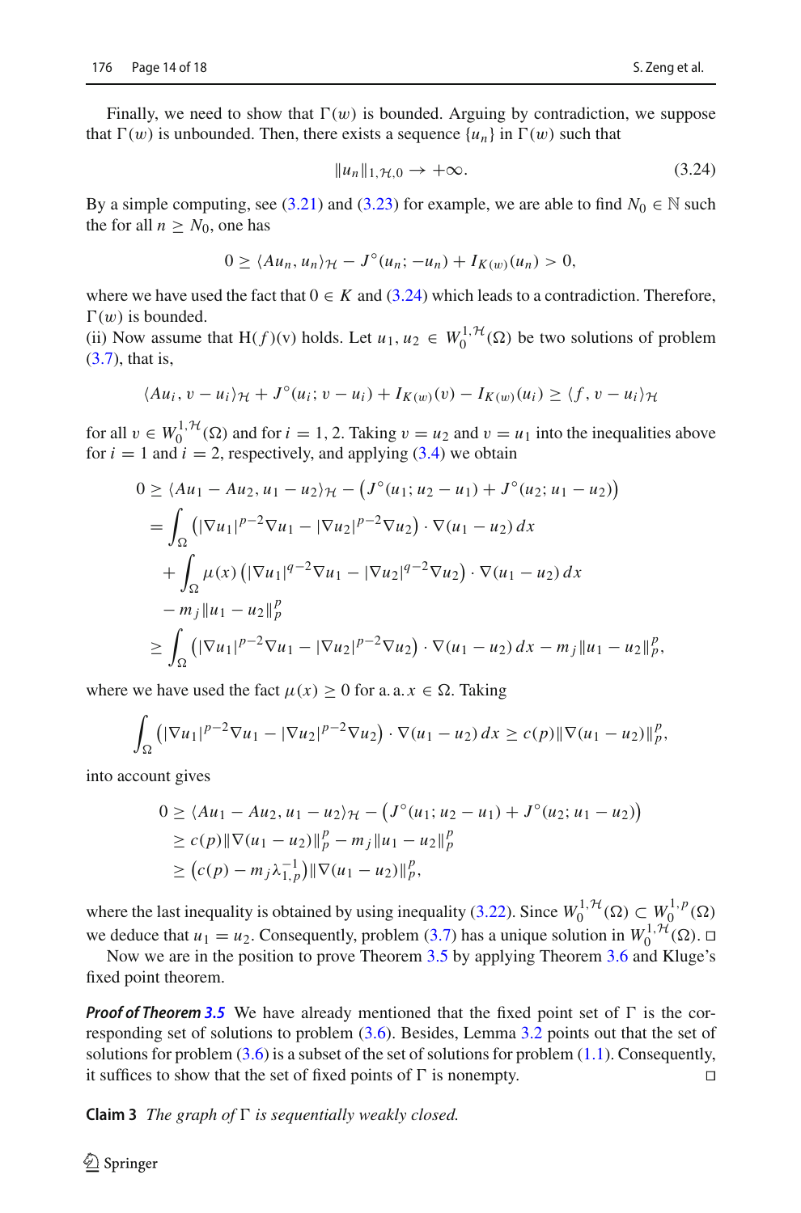Finally, we need to show that $\Gamma(w)$ is bounded. Arguing by contradiction, we suppose that $\Gamma(w)$ is unbounded. Then, there exists a sequence $\{u_n\}$ in $\Gamma(w)$ such that

$$\|u_n\|_{1,\mathcal{H},0} \to +\infty. \tag{3.24}$$

By a simple computing, see (3.21) and (3.23) for example, we are able to find $N_0 \in \mathbb{N}$ such the for all $n \geq N_0$, one has

$$0 \geq \langle Au_n, u_n\rangle_{\mathcal{H}} - J^\circ(u_n; -u_n) + I_{K(w)}(u_n) > 0,$$

where we have used the fact that $0 \in K$ and (3.24) which leads to a contradiction. Therefore, $\Gamma(w)$ is bounded.

(ii) Now assume that H($f$)(v) holds. Let $u_1, u_2 \in W_0^{1,\mathcal{H}}(\Omega)$ be two solutions of problem (3.7), that is,

$$\langle Au_i, v - u_i\rangle_{\mathcal{H}} + J^\circ(u_i; v - u_i) + I_{K(w)}(v) - I_{K(w)}(u_i) \geq \langle f, v - u_i\rangle_{\mathcal{H}}$$

for all $v \in W_0^{1,\mathcal{H}}(\Omega)$ and for $i = 1, 2$. Taking $v = u_2$ and $v = u_1$ into the inequalities above for $i = 1$ and $i = 2$, respectively, and applying (3.4) we obtain

$$\begin{aligned}
0 &\geq \langle Au_1 - Au_2, u_1 - u_2\rangle_{\mathcal{H}} - \left(J^\circ(u_1; u_2 - u_1) + J^\circ(u_2; u_1 - u_2)\right)\\
&= \int_\Omega \left(|\nabla u_1|^{p-2}\nabla u_1 - |\nabla u_2|^{p-2}\nabla u_2\right)\cdot\nabla(u_1 - u_2)\,dx\\
&\quad + \int_\Omega \mu(x)\left(|\nabla u_1|^{q-2}\nabla u_1 - |\nabla u_2|^{q-2}\nabla u_2\right)\cdot\nabla(u_1 - u_2)\,dx\\
&\quad - m_j\|u_1 - u_2\|_p^p\\
&\geq \int_\Omega \left(|\nabla u_1|^{p-2}\nabla u_1 - |\nabla u_2|^{p-2}\nabla u_2\right)\cdot\nabla(u_1 - u_2)\,dx - m_j\|u_1 - u_2\|_p^p,
\end{aligned}$$

where we have used the fact $\mu(x) \geq 0$ for a. a. $x \in \Omega$. Taking

$$\int_\Omega \left(|\nabla u_1|^{p-2}\nabla u_1 - |\nabla u_2|^{p-2}\nabla u_2\right)\cdot\nabla(u_1 - u_2)\,dx \geq c(p)\|\nabla(u_1 - u_2)\|_p^p,$$

into account gives

$$\begin{aligned}
0 &\geq \langle Au_1 - Au_2, u_1 - u_2\rangle_{\mathcal{H}} - \left(J^\circ(u_1; u_2 - u_1) + J^\circ(u_2; u_1 - u_2)\right)\\
&\geq c(p)\|\nabla(u_1 - u_2)\|_p^p - m_j\|u_1 - u_2\|_p^p\\
&\geq \left(c(p) - m_j\lambda_{1,p}^{-1}\right)\|\nabla(u_1 - u_2)\|_p^p,
\end{aligned}$$

where the last inequality is obtained by using inequality (3.22). Since $W_0^{1,\mathcal{H}}(\Omega) \subset W_0^{1,p}(\Omega)$ we deduce that $u_1 = u_2$. Consequently, problem (3.7) has a unique solution in $W_0^{1,\mathcal{H}}(\Omega)$. □

Now we are in the position to prove Theorem 3.5 by applying Theorem 3.6 and Kluge's fixed point theorem.

***Proof of Theorem 3.5*** We have already mentioned that the fixed point set of $\Gamma$ is the corresponding set of solutions to problem (3.6). Besides, Lemma 3.2 points out that the set of solutions for problem (3.6) is a subset of the set of solutions for problem (1.1). Consequently, it suffices to show that the set of fixed points of $\Gamma$ is nonempty. □

**Claim 3** *The graph of* $\Gamma$ *is sequentially weakly closed.*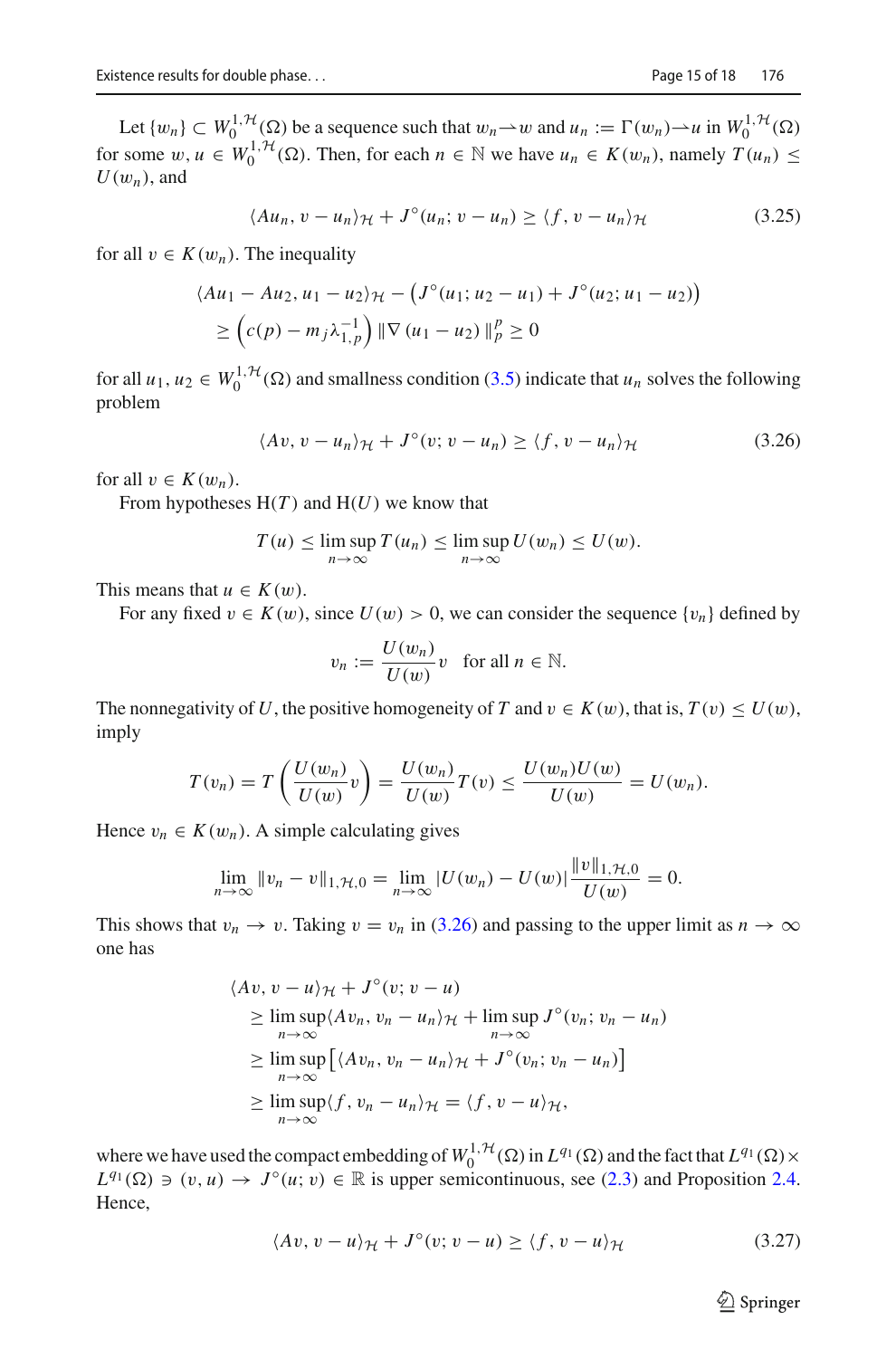Let $\{w_n\} \subset W_0^{1,\mathcal{H}}(\Omega)$ be a sequence such that $w_n \rightharpoonup w$ and $u_n := \Gamma(w_n) \rightharpoonup u$ in $W_0^{1,\mathcal{H}}(\Omega)$ for some $w, u \in W_0^{1,\mathcal{H}}(\Omega)$. Then, for each $n \in \mathbb{N}$ we have $u_n \in K(w_n)$, namely $T(u_n) \leq U(w_n)$, and

$$
\langle Au_n, v - u_n \rangle_{\mathcal{H}} + J^\circ(u_n; v - u_n) \geq \langle f, v - u_n \rangle_{\mathcal{H}} \tag{3.25}
$$

for all $v \in K(w_n)$. The inequality

$$
\begin{aligned}
&\langle Au_1 - Au_2, u_1 - u_2 \rangle_{\mathcal{H}} - \left( J^\circ(u_1; u_2 - u_1) + J^\circ(u_2; u_1 - u_2) \right) \\
&\quad \geq \left( c(p) - m_j \lambda_{1,p}^{-1} \right) \| \nabla (u_1 - u_2) \|_p^p \geq 0
\end{aligned}
$$

for all $u_1, u_2 \in W_0^{1,\mathcal{H}}(\Omega)$ and smallness condition (3.5) indicate that $u_n$ solves the following problem

$$
\langle Av, v - u_n \rangle_{\mathcal{H}} + J^\circ(v; v - u_n) \geq \langle f, v - u_n \rangle_{\mathcal{H}} \tag{3.26}
$$

for all $v \in K(w_n)$.

From hypotheses H($T$) and H($U$) we know that

$$
T(u) \leq \limsup_{n \to \infty} T(u_n) \leq \limsup_{n \to \infty} U(w_n) \leq U(w).
$$

This means that $u \in K(w)$.

For any fixed $v \in K(w)$, since $U(w) > 0$, we can consider the sequence $\{v_n\}$ defined by

$$
v_n := \frac{U(w_n)}{U(w)} v \quad \text{for all } n \in \mathbb{N}.
$$

The nonnegativity of $U$, the positive homogeneity of $T$ and $v \in K(w)$, that is, $T(v) \leq U(w)$, imply

$$
T(v_n) = T\left( \frac{U(w_n)}{U(w)} v \right) = \frac{U(w_n)}{U(w)} T(v) \leq \frac{U(w_n) U(w)}{U(w)} = U(w_n).
$$

Hence $v_n \in K(w_n)$. A simple calculating gives

$$
\lim_{n \to \infty} \| v_n - v \|_{1,\mathcal{H},0} = \lim_{n \to \infty} |U(w_n) - U(w)| \frac{\|v\|_{1,\mathcal{H},0}}{U(w)} = 0.
$$

This shows that $v_n \to v$. Taking $v = v_n$ in (3.26) and passing to the upper limit as $n \to \infty$ one has

$$
\begin{aligned}
&\langle Av, v - u \rangle_{\mathcal{H}} + J^\circ(v; v - u) \\
&\quad \geq \limsup_{n \to \infty} \langle Av_n, v_n - u_n \rangle_{\mathcal{H}} + \limsup_{n \to \infty} J^\circ(v_n; v_n - u_n) \\
&\quad \geq \limsup_{n \to \infty} \left[ \langle Av_n, v_n - u_n \rangle_{\mathcal{H}} + J^\circ(v_n; v_n - u_n) \right] \\
&\quad \geq \limsup_{n \to \infty} \langle f, v_n - u_n \rangle_{\mathcal{H}} = \langle f, v - u \rangle_{\mathcal{H}},
\end{aligned}
$$

where we have used the compact embedding of $W_0^{1,\mathcal{H}}(\Omega)$ in $L^{q_1}(\Omega)$ and the fact that $L^{q_1}(\Omega) \times L^{q_1}(\Omega) \ni (v, u) \to J^\circ(u; v) \in \mathbb{R}$ is upper semicontinuous, see (2.3) and Proposition 2.4. Hence,

$$
\langle Av, v - u \rangle_{\mathcal{H}} + J^\circ(v; v - u) \geq \langle f, v - u \rangle_{\mathcal{H}} \tag{3.27}
$$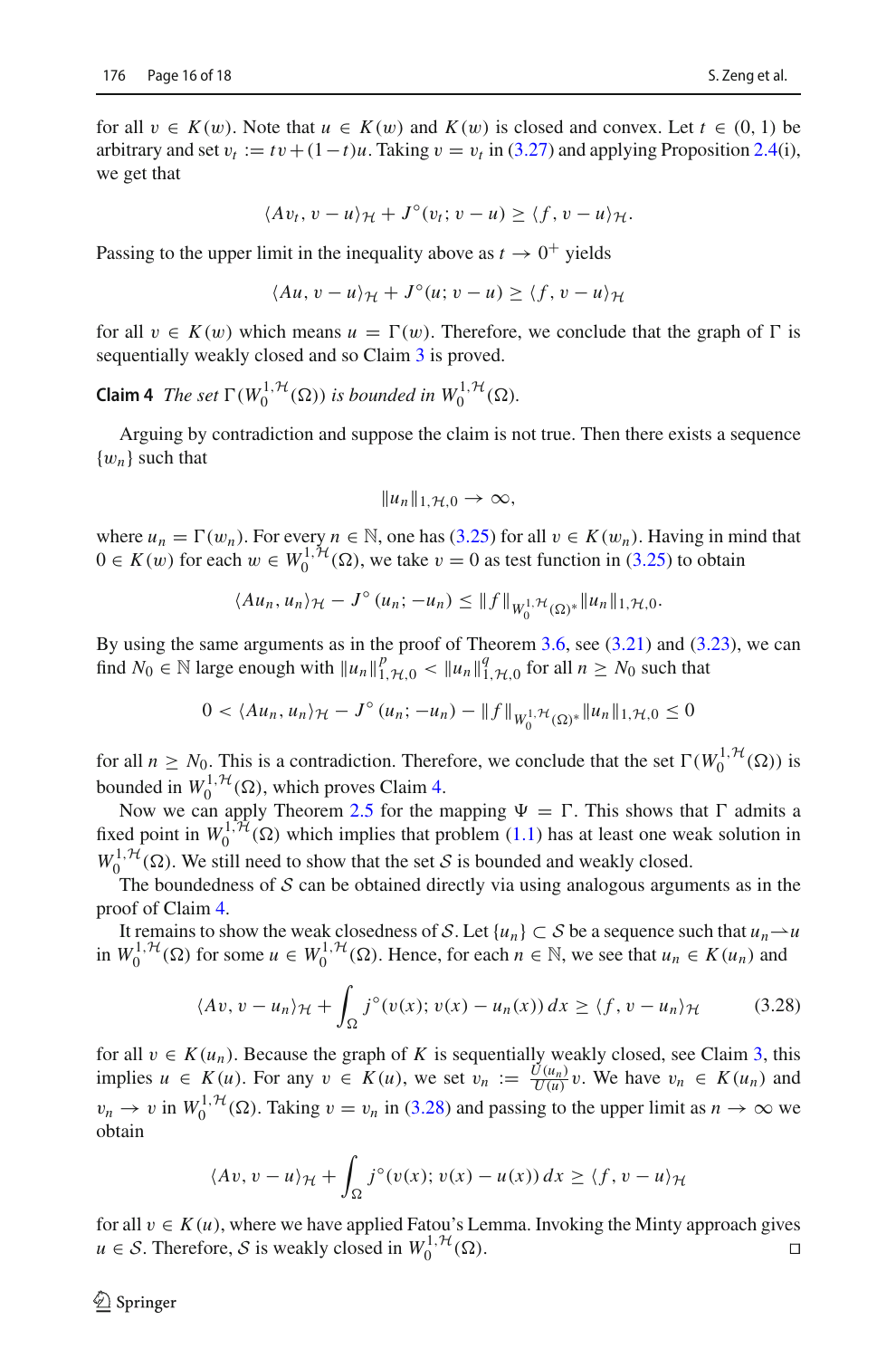for all $v \in K(w)$. Note that $u \in K(w)$ and $K(w)$ is closed and convex. Let $t \in (0, 1)$ be arbitrary and set $v_t := tv + (1-t)u$. Taking $v = v_t$ in (3.27) and applying Proposition 2.4(i), we get that

$$\langle Av_t, v - u\rangle_{\mathcal{H}} + J^\circ(v_t; v - u) \geq \langle f, v - u\rangle_{\mathcal{H}}.$$

Passing to the upper limit in the inequality above as $t \to 0^+$ yields

$$\langle Au, v - u\rangle_{\mathcal{H}} + J^\circ(u; v - u) \geq \langle f, v - u\rangle_{\mathcal{H}}$$

for all $v \in K(w)$ which means $u = \Gamma(w)$. Therefore, we conclude that the graph of $\Gamma$ is sequentially weakly closed and so Claim 3 is proved.

**Claim 4** *The set $\Gamma(W_0^{1,\mathcal{H}}(\Omega))$ is bounded in $W_0^{1,\mathcal{H}}(\Omega)$.*

Arguing by contradiction and suppose the claim is not true. Then there exists a sequence $\{w_n\}$ such that

$$\|u_n\|_{1,\mathcal{H},0} \to \infty,$$

where $u_n = \Gamma(w_n)$. For every $n \in \mathbb{N}$, one has (3.25) for all $v \in K(w_n)$. Having in mind that $0 \in K(w)$ for each $w \in W_0^{1,\mathcal{H}}(\Omega)$, we take $v = 0$ as test function in (3.25) to obtain

$$\langle Au_n, u_n\rangle_{\mathcal{H}} - J^\circ(u_n; -u_n) \leq \|f\|_{W_0^{1,\mathcal{H}}(\Omega)^*}\|u_n\|_{1,\mathcal{H},0}.$$

By using the same arguments as in the proof of Theorem 3.6, see (3.21) and (3.23), we can find $N_0 \in \mathbb{N}$ large enough with $\|u_n\|_{1,\mathcal{H},0}^p < \|u_n\|_{1,\mathcal{H},0}^q$ for all $n \geq N_0$ such that

$$0 < \langle Au_n, u_n\rangle_{\mathcal{H}} - J^\circ(u_n; -u_n) - \|f\|_{W_0^{1,\mathcal{H}}(\Omega)^*}\|u_n\|_{1,\mathcal{H},0} \leq 0$$

for all $n \geq N_0$. This is a contradiction. Therefore, we conclude that the set $\Gamma(W_0^{1,\mathcal{H}}(\Omega))$ is bounded in $W_0^{1,\mathcal{H}}(\Omega)$, which proves Claim 4.

Now we can apply Theorem 2.5 for the mapping $\Psi = \Gamma$. This shows that $\Gamma$ admits a fixed point in $W_0^{1,\mathcal{H}}(\Omega)$ which implies that problem (1.1) has at least one weak solution in $W_0^{1,\mathcal{H}}(\Omega)$. We still need to show that the set $\mathcal{S}$ is bounded and weakly closed.

The boundedness of $\mathcal{S}$ can be obtained directly via using analogous arguments as in the proof of Claim 4.

It remains to show the weak closedness of $\mathcal{S}$. Let $\{u_n\} \subset \mathcal{S}$ be a sequence such that $u_n \rightharpoonup u$ in $W_0^{1,\mathcal{H}}(\Omega)$ for some $u \in W_0^{1,\mathcal{H}}(\Omega)$. Hence, for each $n \in \mathbb{N}$, we see that $u_n \in K(u_n)$ and

$$\langle Av, v - u_n\rangle_{\mathcal{H}} + \int_\Omega j^\circ(v(x); v(x) - u_n(x))\,dx \geq \langle f, v - u_n\rangle_{\mathcal{H}} \tag{3.28}$$

for all $v \in K(u_n)$. Because the graph of $K$ is sequentially weakly closed, see Claim 3, this implies $u \in K(u)$. For any $v \in K(u)$, we set $v_n := \frac{U(u_n)}{U(u)}v$. We have $v_n \in K(u_n)$ and $v_n \to v$ in $W_0^{1,\mathcal{H}}(\Omega)$. Taking $v = v_n$ in (3.28) and passing to the upper limit as $n \to \infty$ we obtain

$$\langle Av, v - u\rangle_{\mathcal{H}} + \int_\Omega j^\circ(v(x); v(x) - u(x))\,dx \geq \langle f, v - u\rangle_{\mathcal{H}}$$

for all $v \in K(u)$, where we have applied Fatou's Lemma. Invoking the Minty approach gives $u \in \mathcal{S}$. Therefore, $\mathcal{S}$ is weakly closed in $W_0^{1,\mathcal{H}}(\Omega)$. $\square$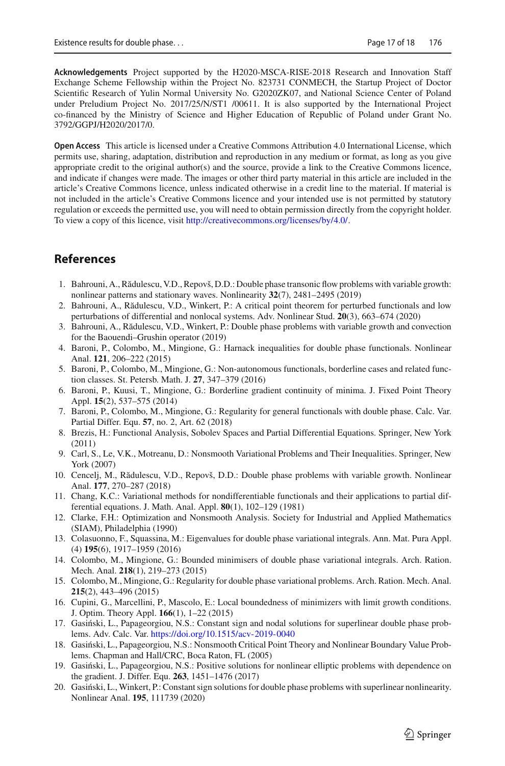**Acknowledgements** Project supported by the H2020-MSCA-RISE-2018 Research and Innovation Staff Exchange Scheme Fellowship within the Project No. 823731 CONMECH, the Startup Project of Doctor Scientific Research of Yulin Normal University No. G2020ZK07, and National Science Center of Poland under Preludium Project No. 2017/25/N/ST1 /00611. It is also supported by the International Project co-financed by the Ministry of Science and Higher Education of Republic of Poland under Grant No. 3792/GGPJ/H2020/2017/0.

**Open Access** This article is licensed under a Creative Commons Attribution 4.0 International License, which permits use, sharing, adaptation, distribution and reproduction in any medium or format, as long as you give appropriate credit to the original author(s) and the source, provide a link to the Creative Commons licence, and indicate if changes were made. The images or other third party material in this article are included in the article's Creative Commons licence, unless indicated otherwise in a credit line to the material. If material is not included in the article's Creative Commons licence and your intended use is not permitted by statutory regulation or exceeds the permitted use, you will need to obtain permission directly from the copyright holder. To view a copy of this licence, visit http://creativecommons.org/licenses/by/4.0/.

## References

1. Bahrouni, A., Rădulescu, V.D., Repovš, D.D.: Double phase transonic flow problems with variable growth: nonlinear patterns and stationary waves. Nonlinearity **32**(7), 2481–2495 (2019)
2. Bahrouni, A., Rădulescu, V.D., Winkert, P.: A critical point theorem for perturbed functionals and low perturbations of differential and nonlocal systems. Adv. Nonlinear Stud. **20**(3), 663–674 (2020)
3. Bahrouni, A., Rădulescu, V.D., Winkert, P.: Double phase problems with variable growth and convection for the Baouendi–Grushin operator (2019)
4. Baroni, P., Colombo, M., Mingione, G.: Harnack inequalities for double phase functionals. Nonlinear Anal. **121**, 206–222 (2015)
5. Baroni, P., Colombo, M., Mingione, G.: Non-autonomous functionals, borderline cases and related function classes. St. Petersb. Math. J. **27**, 347–379 (2016)
6. Baroni, P., Kuusi, T., Mingione, G.: Borderline gradient continuity of minima. J. Fixed Point Theory Appl. **15**(2), 537–575 (2014)
7. Baroni, P., Colombo, M., Mingione, G.: Regularity for general functionals with double phase. Calc. Var. Partial Differ. Equ. **57**, no. 2, Art. 62 (2018)
8. Brezis, H.: Functional Analysis, Sobolev Spaces and Partial Differential Equations. Springer, New York (2011)
9. Carl, S., Le, V.K., Motreanu, D.: Nonsmooth Variational Problems and Their Inequalities. Springer, New York (2007)
10. Cencelj, M., Rădulescu, V.D., Repovš, D.D.: Double phase problems with variable growth. Nonlinear Anal. **177**, 270–287 (2018)
11. Chang, K.C.: Variational methods for nondifferentiable functionals and their applications to partial differential equations. J. Math. Anal. Appl. **80**(1), 102–129 (1981)
12. Clarke, F.H.: Optimization and Nonsmooth Analysis. Society for Industrial and Applied Mathematics (SIAM), Philadelphia (1990)
13. Colasuonno, F., Squassina, M.: Eigenvalues for double phase variational integrals. Ann. Mat. Pura Appl. (4) **195**(6), 1917–1959 (2016)
14. Colombo, M., Mingione, G.: Bounded minimisers of double phase variational integrals. Arch. Ration. Mech. Anal. **218**(1), 219–273 (2015)
15. Colombo, M., Mingione, G.: Regularity for double phase variational problems. Arch. Ration. Mech. Anal. **215**(2), 443–496 (2015)
16. Cupini, G., Marcellini, P., Mascolo, E.: Local boundedness of minimizers with limit growth conditions. J. Optim. Theory Appl. **166**(1), 1–22 (2015)
17. Gasiński, L., Papageorgiou, N.S.: Constant sign and nodal solutions for superlinear double phase problems. Adv. Calc. Var. https://doi.org/10.1515/acv-2019-0040
18. Gasiński, L., Papageorgiou, N.S.: Nonsmooth Critical Point Theory and Nonlinear Boundary Value Problems. Chapman and Hall/CRC, Boca Raton, FL (2005)
19. Gasiński, L., Papageorgiou, N.S.: Positive solutions for nonlinear elliptic problems with dependence on the gradient. J. Differ. Equ. **263**, 1451–1476 (2017)
20. Gasiński, L., Winkert, P.: Constant sign solutions for double phase problems with superlinear nonlinearity. Nonlinear Anal. **195**, 111739 (2020)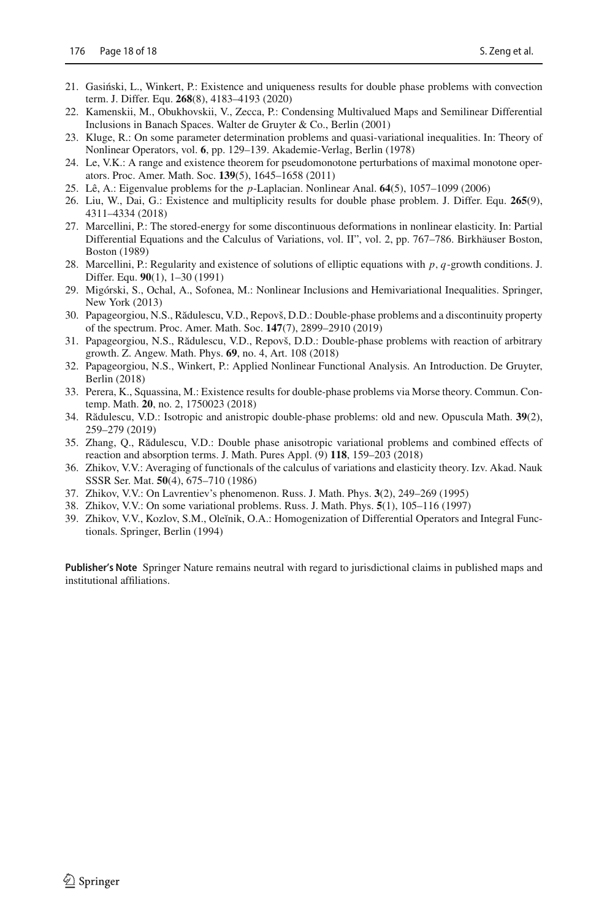21. Gasiński, L., Winkert, P.: Existence and uniqueness results for double phase problems with convection term. J. Differ. Equ. **268**(8), 4183–4193 (2020)
22. Kamenskii, M., Obukhovskii, V., Zecca, P.: Condensing Multivalued Maps and Semilinear Differential Inclusions in Banach Spaces. Walter de Gruyter & Co., Berlin (2001)
23. Kluge, R.: On some parameter determination problems and quasi-variational inequalities. In: Theory of Nonlinear Operators, vol. **6**, pp. 129–139. Akademie-Verlag, Berlin (1978)
24. Le, V.K.: A range and existence theorem for pseudomonotone perturbations of maximal monotone operators. Proc. Amer. Math. Soc. **139**(5), 1645–1658 (2011)
25. Lê, A.: Eigenvalue problems for the $p$-Laplacian. Nonlinear Anal. **64**(5), 1057–1099 (2006)
26. Liu, W., Dai, G.: Existence and multiplicity results for double phase problem. J. Differ. Equ. **265**(9), 4311–4334 (2018)
27. Marcellini, P.: The stored-energy for some discontinuous deformations in nonlinear elasticity. In: Partial Differential Equations and the Calculus of Variations, vol. II", vol. 2, pp. 767–786. Birkhäuser Boston, Boston (1989)
28. Marcellini, P.: Regularity and existence of solutions of elliptic equations with $p, q$-growth conditions. J. Differ. Equ. **90**(1), 1–30 (1991)
29. Migórski, S., Ochal, A., Sofonea, M.: Nonlinear Inclusions and Hemivariational Inequalities. Springer, New York (2013)
30. Papageorgiou, N.S., Rădulescu, V.D., Repovš, D.D.: Double-phase problems and a discontinuity property of the spectrum. Proc. Amer. Math. Soc. **147**(7), 2899–2910 (2019)
31. Papageorgiou, N.S., Rădulescu, V.D., Repovš, D.D.: Double-phase problems with reaction of arbitrary growth. Z. Angew. Math. Phys. **69**, no. 4, Art. 108 (2018)
32. Papageorgiou, N.S., Winkert, P.: Applied Nonlinear Functional Analysis. An Introduction. De Gruyter, Berlin (2018)
33. Perera, K., Squassina, M.: Existence results for double-phase problems via Morse theory. Commun. Contemp. Math. **20**, no. 2, 1750023 (2018)
34. Rădulescu, V.D.: Isotropic and anistropic double-phase problems: old and new. Opuscula Math. **39**(2), 259–279 (2019)
35. Zhang, Q., Rădulescu, V.D.: Double phase anisotropic variational problems and combined effects of reaction and absorption terms. J. Math. Pures Appl. (9) **118**, 159–203 (2018)
36. Zhikov, V.V.: Averaging of functionals of the calculus of variations and elasticity theory. Izv. Akad. Nauk SSSR Ser. Mat. **50**(4), 675–710 (1986)
37. Zhikov, V.V.: On Lavrentiev's phenomenon. Russ. J. Math. Phys. **3**(2), 249–269 (1995)
38. Zhikov, V.V.: On some variational problems. Russ. J. Math. Phys. **5**(1), 105–116 (1997)
39. Zhikov, V.V., Kozlov, S.M., Oleĭnik, O.A.: Homogenization of Differential Operators and Integral Functionals. Springer, Berlin (1994)

**Publisher's Note** Springer Nature remains neutral with regard to jurisdictional claims in published maps and institutional affiliations.